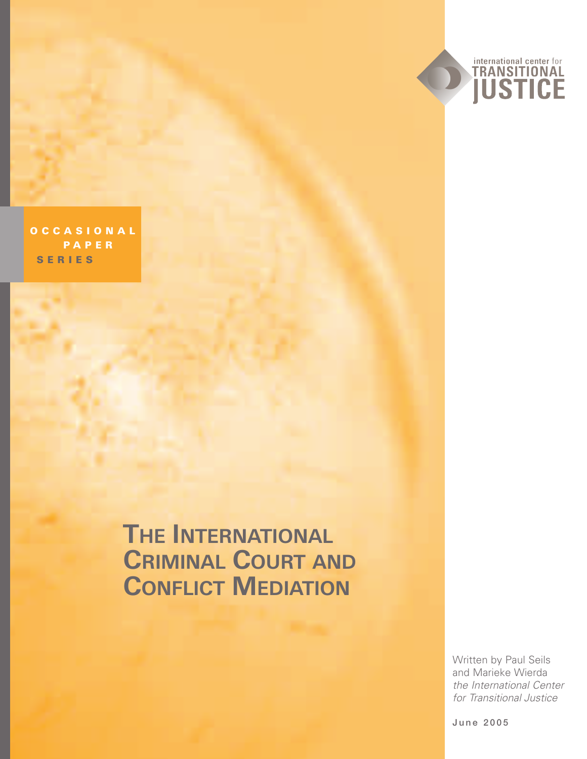international center for
TRANSITIONAL
JUSTICE

OCCASIONAL PAPER SERIES

# The International Criminal Court and Conflict Mediation

Written by Paul Seils and Marieke Wierda
*the International Center for Transitional Justice*

June 2005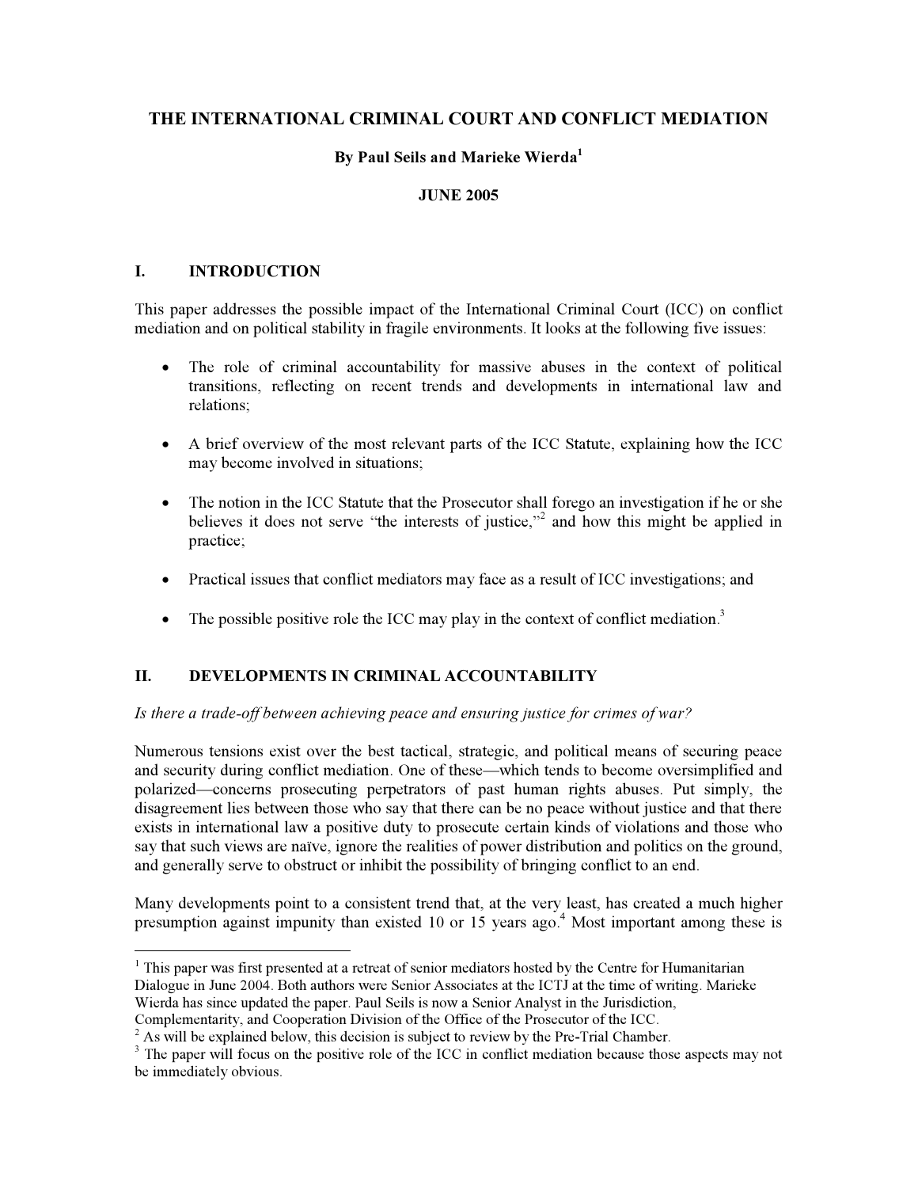# THE INTERNATIONAL CRIMINAL COURT AND CONFLICT MEDIATION

**By Paul Seils and Marieke Wierda[1]**

**JUNE 2005**

## I. INTRODUCTION

This paper addresses the possible impact of the International Criminal Court (ICC) on conflict mediation and on political stability in fragile environments. It looks at the following five issues:

- The role of criminal accountability for massive abuses in the context of political transitions, reflecting on recent trends and developments in international law and relations;

- A brief overview of the most relevant parts of the ICC Statute, explaining how the ICC may become involved in situations;

- The notion in the ICC Statute that the Prosecutor shall forego an investigation if he or she believes it does not serve "the interests of justice,"[2] and how this might be applied in practice;

- Practical issues that conflict mediators may face as a result of ICC investigations; and

- The possible positive role the ICC may play in the context of conflict mediation.[3]

## II. DEVELOPMENTS IN CRIMINAL ACCOUNTABILITY

*Is there a trade-off between achieving peace and ensuring justice for crimes of war?*

Numerous tensions exist over the best tactical, strategic, and political means of securing peace and security during conflict mediation. One of these—which tends to become oversimplified and polarized—concerns prosecuting perpetrators of past human rights abuses. Put simply, the disagreement lies between those who say that there can be no peace without justice and that there exists in international law a positive duty to prosecute certain kinds of violations and those who say that such views are naïve, ignore the realities of power distribution and politics on the ground, and generally serve to obstruct or inhibit the possibility of bringing conflict to an end.

Many developments point to a consistent trend that, at the very least, has created a much higher presumption against impunity than existed 10 or 15 years ago.[4] Most important among these is

---

[1] This paper was first presented at a retreat of senior mediators hosted by the Centre for Humanitarian Dialogue in June 2004. Both authors were Senior Associates at the ICTJ at the time of writing. Marieke Wierda has since updated the paper. Paul Seils is now a Senior Analyst in the Jurisdiction, Complementarity, and Cooperation Division of the Office of the Prosecutor of the ICC.

[2] As will be explained below, this decision is subject to review by the Pre-Trial Chamber.

[3] The paper will focus on the positive role of the ICC in conflict mediation because those aspects may not be immediately obvious.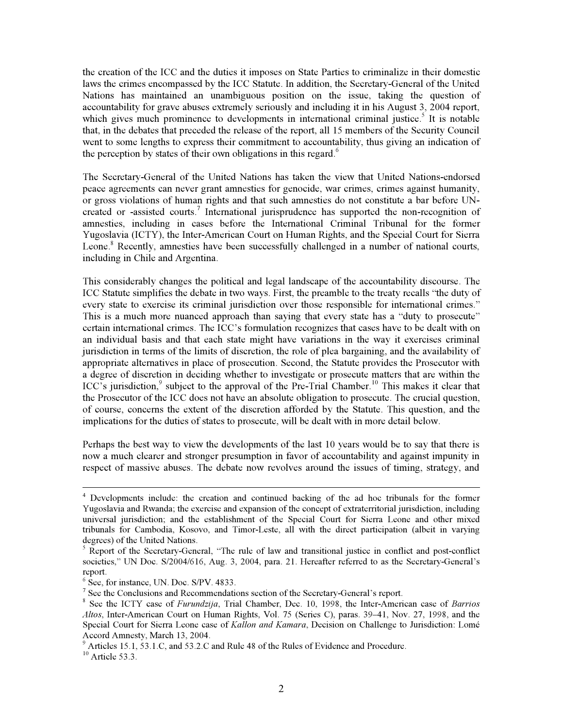the creation of the ICC and the duties it imposes on State Parties to criminalize in their domestic laws the crimes encompassed by the ICC Statute. In addition, the Secretary-General of the United Nations has maintained an unambiguous position on the issue, taking the question of accountability for grave abuses extremely seriously and including it in his August 3, 2004 report, which gives much prominence to developments in international criminal justice.[5] It is notable that, in the debates that preceded the release of the report, all 15 members of the Security Council went to some lengths to express their commitment to accountability, thus giving an indication of the perception by states of their own obligations in this regard.[6]

The Secretary-General of the United Nations has taken the view that United Nations-endorsed peace agreements can never grant amnesties for genocide, war crimes, crimes against humanity, or gross violations of human rights and that such amnesties do not constitute a bar before UN-created or -assisted courts.[7] International jurisprudence has supported the non-recognition of amnesties, including in cases before the International Criminal Tribunal for the former Yugoslavia (ICTY), the Inter-American Court on Human Rights, and the Special Court for Sierra Leone.[8] Recently, amnesties have been successfully challenged in a number of national courts, including in Chile and Argentina.

This considerably changes the political and legal landscape of the accountability discourse. The ICC Statute simplifies the debate in two ways. First, the preamble to the treaty recalls "the duty of every state to exercise its criminal jurisdiction over those responsible for international crimes." This is a much more nuanced approach than saying that every state has a "duty to prosecute" certain international crimes. The ICC's formulation recognizes that cases have to be dealt with on an individual basis and that each state might have variations in the way it exercises criminal jurisdiction in terms of the limits of discretion, the role of plea bargaining, and the availability of appropriate alternatives in place of prosecution. Second, the Statute provides the Prosecutor with a degree of discretion in deciding whether to investigate or prosecute matters that are within the ICC's jurisdiction,[9] subject to the approval of the Pre-Trial Chamber.[10] This makes it clear that the Prosecutor of the ICC does not have an absolute obligation to prosecute. The crucial question, of course, concerns the extent of the discretion afforded by the Statute. This question, and the implications for the duties of states to prosecute, will be dealt with in more detail below.

Perhaps the best way to view the developments of the last 10 years would be to say that there is now a much clearer and stronger presumption in favor of accountability and against impunity in respect of massive abuses. The debate now revolves around the issues of timing, strategy, and

---

[4] Developments include: the creation and continued backing of the ad hoc tribunals for the former Yugoslavia and Rwanda; the exercise and expansion of the concept of extraterritorial jurisdiction, including universal jurisdiction; and the establishment of the Special Court for Sierra Leone and other mixed tribunals for Cambodia, Kosovo, and Timor-Leste, all with the direct participation (albeit in varying degrees) of the United Nations.

[5] Report of the Secretary-General, "The rule of law and transitional justice in conflict and post-conflict societies," UN Doc. S/2004/616, Aug. 3, 2004, para. 21. Hereafter referred to as the Secretary-General's report.

[6] See, for instance, UN. Doc. S/PV. 4833.

[7] See the Conclusions and Recommendations section of the Secretary-General's report.

[8] See the ICTY case of *Furundzija*, Trial Chamber, Dec. 10, 1998, the Inter-American case of *Barrios Altos*, Inter-American Court on Human Rights, Vol. 75 (Series C), paras. 39–41, Nov. 27, 1998, and the Special Court for Sierra Leone case of *Kallon and Kamara*, Decision on Challenge to Jurisdiction: Lomé Accord Amnesty, March 13, 2004.

[9] Articles 15.1, 53.1.C, and 53.2.C and Rule 48 of the Rules of Evidence and Procedure.

[10] Article 53.3.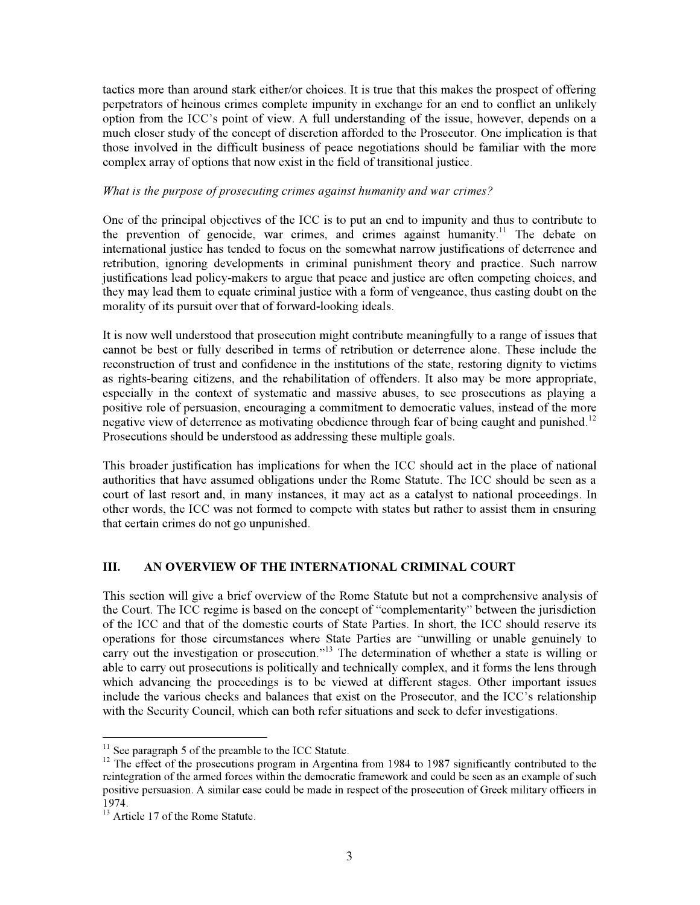tactics more than around stark either/or choices. It is true that this makes the prospect of offering perpetrators of heinous crimes complete impunity in exchange for an end to conflict an unlikely option from the ICC's point of view. A full understanding of the issue, however, depends on a much closer study of the concept of discretion afforded to the Prosecutor. One implication is that those involved in the difficult business of peace negotiations should be familiar with the more complex array of options that now exist in the field of transitional justice.

*What is the purpose of prosecuting crimes against humanity and war crimes?*

One of the principal objectives of the ICC is to put an end to impunity and thus to contribute to the prevention of genocide, war crimes, and crimes against humanity.[11] The debate on international justice has tended to focus on the somewhat narrow justifications of deterrence and retribution, ignoring developments in criminal punishment theory and practice. Such narrow justifications lead policy-makers to argue that peace and justice are often competing choices, and they may lead them to equate criminal justice with a form of vengeance, thus casting doubt on the morality of its pursuit over that of forward-looking ideals.

It is now well understood that prosecution might contribute meaningfully to a range of issues that cannot be best or fully described in terms of retribution or deterrence alone. These include the reconstruction of trust and confidence in the institutions of the state, restoring dignity to victims as rights-bearing citizens, and the rehabilitation of offenders. It also may be more appropriate, especially in the context of systematic and massive abuses, to see prosecutions as playing a positive role of persuasion, encouraging a commitment to democratic values, instead of the more negative view of deterrence as motivating obedience through fear of being caught and punished.[12] Prosecutions should be understood as addressing these multiple goals.

This broader justification has implications for when the ICC should act in the place of national authorities that have assumed obligations under the Rome Statute. The ICC should be seen as a court of last resort and, in many instances, it may act as a catalyst to national proceedings. In other words, the ICC was not formed to compete with states but rather to assist them in ensuring that certain crimes do not go unpunished.

## III. AN OVERVIEW OF THE INTERNATIONAL CRIMINAL COURT

This section will give a brief overview of the Rome Statute but not a comprehensive analysis of the Court. The ICC regime is based on the concept of "complementarity" between the jurisdiction of the ICC and that of the domestic courts of State Parties. In short, the ICC should reserve its operations for those circumstances where State Parties are "unwilling or unable genuinely to carry out the investigation or prosecution."[13] The determination of whether a state is willing or able to carry out prosecutions is politically and technically complex, and it forms the lens through which advancing the proceedings is to be viewed at different stages. Other important issues include the various checks and balances that exist on the Prosecutor, and the ICC's relationship with the Security Council, which can both refer situations and seek to defer investigations.

---

[11] See paragraph 5 of the preamble to the ICC Statute.

[12] The effect of the prosecutions program in Argentina from 1984 to 1987 significantly contributed to the reintegration of the armed forces within the democratic framework and could be seen as an example of such positive persuasion. A similar case could be made in respect of the prosecution of Greek military officers in 1974.

[13] Article 17 of the Rome Statute.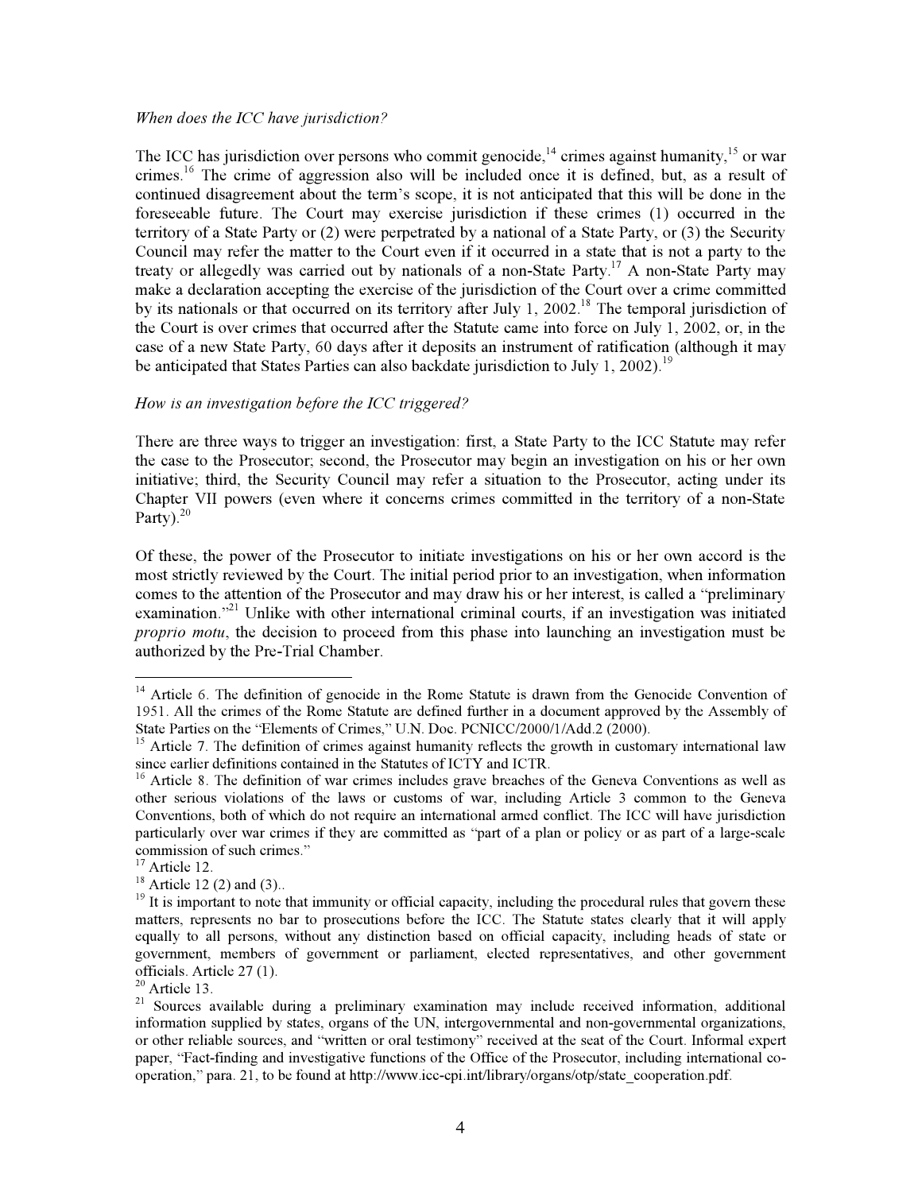*When does the ICC have jurisdiction?*

The ICC has jurisdiction over persons who commit genocide,[14] crimes against humanity,[15] or war crimes.[16] The crime of aggression also will be included once it is defined, but, as a result of continued disagreement about the term's scope, it is not anticipated that this will be done in the foreseeable future. The Court may exercise jurisdiction if these crimes (1) occurred in the territory of a State Party or (2) were perpetrated by a national of a State Party, or (3) the Security Council may refer the matter to the Court even if it occurred in a state that is not a party to the treaty or allegedly was carried out by nationals of a non-State Party.[17] A non-State Party may make a declaration accepting the exercise of the jurisdiction of the Court over a crime committed by its nationals or that occurred on its territory after July 1, 2002.[18] The temporal jurisdiction of the Court is over crimes that occurred after the Statute came into force on July 1, 2002, or, in the case of a new State Party, 60 days after it deposits an instrument of ratification (although it may be anticipated that States Parties can also backdate jurisdiction to July 1, 2002).[19]

*How is an investigation before the ICC triggered?*

There are three ways to trigger an investigation: first, a State Party to the ICC Statute may refer the case to the Prosecutor; second, the Prosecutor may begin an investigation on his or her own initiative; third, the Security Council may refer a situation to the Prosecutor, acting under its Chapter VII powers (even where it concerns crimes committed in the territory of a non-State Party).[20]

Of these, the power of the Prosecutor to initiate investigations on his or her own accord is the most strictly reviewed by the Court. The initial period prior to an investigation, when information comes to the attention of the Prosecutor and may draw his or her interest, is called a "preliminary examination."[21] Unlike with other international criminal courts, if an investigation was initiated *proprio motu*, the decision to proceed from this phase into launching an investigation must be authorized by the Pre-Trial Chamber.

---

[14] Article 6. The definition of genocide in the Rome Statute is drawn from the Genocide Convention of 1951. All the crimes of the Rome Statute are defined further in a document approved by the Assembly of State Parties on the "Elements of Crimes," U.N. Doc. PCNICC/2000/1/Add.2 (2000).

[15] Article 7. The definition of crimes against humanity reflects the growth in customary international law since earlier definitions contained in the Statutes of ICTY and ICTR.

[16] Article 8. The definition of war crimes includes grave breaches of the Geneva Conventions as well as other serious violations of the laws or customs of war, including Article 3 common to the Geneva Conventions, both of which do not require an international armed conflict. The ICC will have jurisdiction particularly over war crimes if they are committed as "part of a plan or policy or as part of a large-scale commission of such crimes."

[17] Article 12.

[18] Article 12 (2) and (3)..

[19] It is important to note that immunity or official capacity, including the procedural rules that govern these matters, represents no bar to prosecutions before the ICC. The Statute states clearly that it will apply equally to all persons, without any distinction based on official capacity, including heads of state or government, members of government or parliament, elected representatives, and other government officials. Article 27 (1).

[20] Article 13.

[21] Sources available during a preliminary examination may include received information, additional information supplied by states, organs of the UN, intergovernmental and non-governmental organizations, or other reliable sources, and "written or oral testimony" received at the seat of the Court. Informal expert paper, "Fact-finding and investigative functions of the Office of the Prosecutor, including international co-operation," para. 21, to be found at http://www.icc-cpi.int/library/organs/otp/state_cooperation.pdf.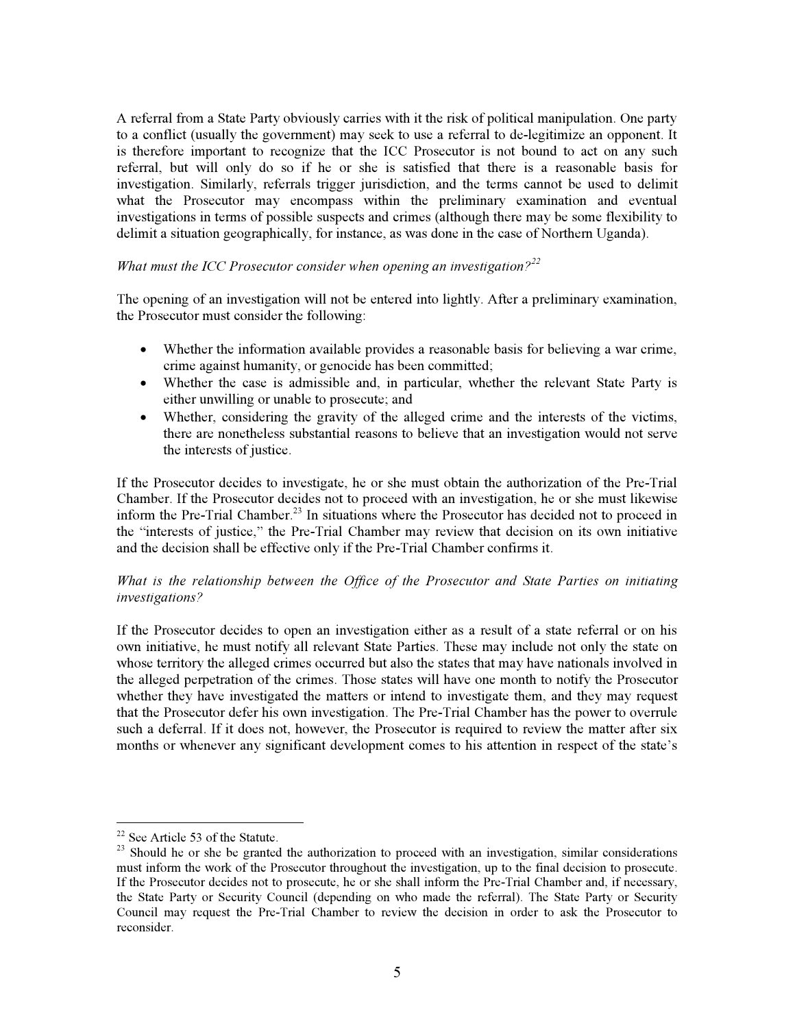A referral from a State Party obviously carries with it the risk of political manipulation. One party to a conflict (usually the government) may seek to use a referral to de-legitimize an opponent. It is therefore important to recognize that the ICC Prosecutor is not bound to act on any such referral, but will only do so if he or she is satisfied that there is a reasonable basis for investigation. Similarly, referrals trigger jurisdiction, and the terms cannot be used to delimit what the Prosecutor may encompass within the preliminary examination and eventual investigations in terms of possible suspects and crimes (although there may be some flexibility to delimit a situation geographically, for instance, as was done in the case of Northern Uganda).

*What must the ICC Prosecutor consider when opening an investigation?*[22]

The opening of an investigation will not be entered into lightly. After a preliminary examination, the Prosecutor must consider the following:

- Whether the information available provides a reasonable basis for believing a war crime, crime against humanity, or genocide has been committed;
- Whether the case is admissible and, in particular, whether the relevant State Party is either unwilling or unable to prosecute; and
- Whether, considering the gravity of the alleged crime and the interests of the victims, there are nonetheless substantial reasons to believe that an investigation would not serve the interests of justice.

If the Prosecutor decides to investigate, he or she must obtain the authorization of the Pre-Trial Chamber. If the Prosecutor decides not to proceed with an investigation, he or she must likewise inform the Pre-Trial Chamber.[23] In situations where the Prosecutor has decided not to proceed in the "interests of justice," the Pre-Trial Chamber may review that decision on its own initiative and the decision shall be effective only if the Pre-Trial Chamber confirms it.

*What is the relationship between the Office of the Prosecutor and State Parties on initiating investigations?*

If the Prosecutor decides to open an investigation either as a result of a state referral or on his own initiative, he must notify all relevant State Parties. These may include not only the state on whose territory the alleged crimes occurred but also the states that may have nationals involved in the alleged perpetration of the crimes. Those states will have one month to notify the Prosecutor whether they have investigated the matters or intend to investigate them, and they may request that the Prosecutor defer his own investigation. The Pre-Trial Chamber has the power to overrule such a deferral. If it does not, however, the Prosecutor is required to review the matter after six months or whenever any significant development comes to his attention in respect of the state's

---

[22] See Article 53 of the Statute.

[23] Should he or she be granted the authorization to proceed with an investigation, similar considerations must inform the work of the Prosecutor throughout the investigation, up to the final decision to prosecute. If the Prosecutor decides not to prosecute, he or she shall inform the Pre-Trial Chamber and, if necessary, the State Party or Security Council (depending on who made the referral). The State Party or Security Council may request the Pre-Trial Chamber to review the decision in order to ask the Prosecutor to reconsider.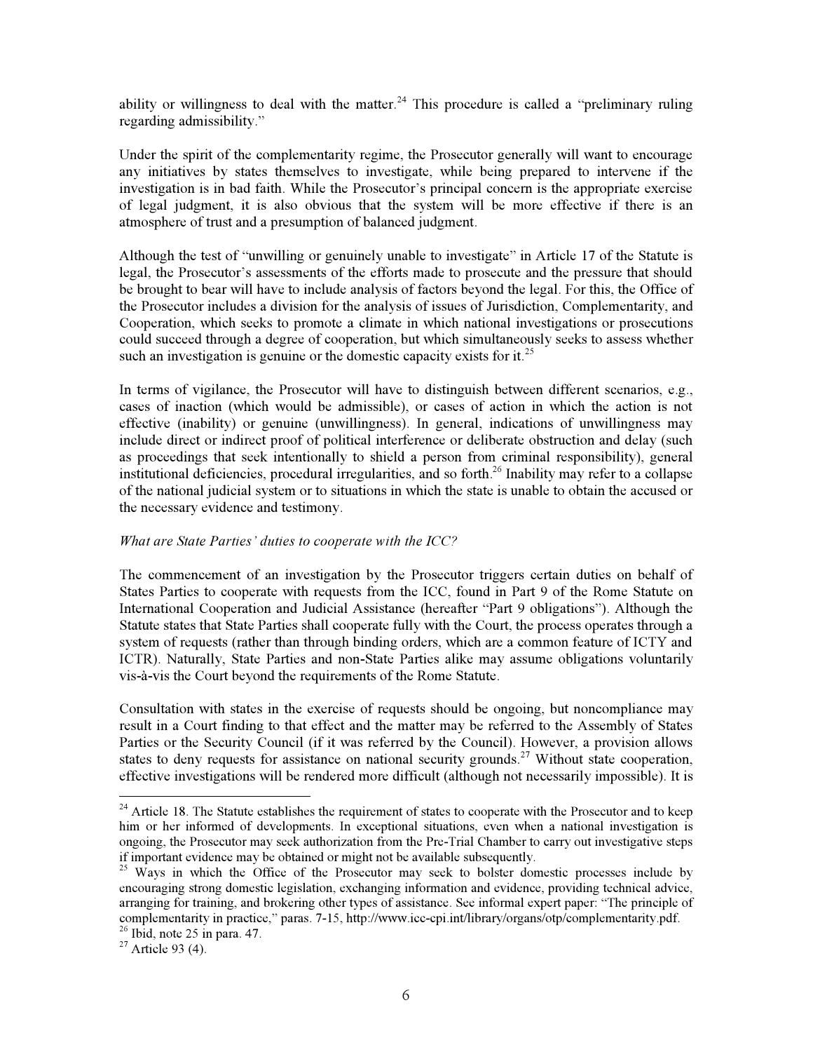ability or willingness to deal with the matter.[24] This procedure is called a "preliminary ruling regarding admissibility."

Under the spirit of the complementarity regime, the Prosecutor generally will want to encourage any initiatives by states themselves to investigate, while being prepared to intervene if the investigation is in bad faith. While the Prosecutor's principal concern is the appropriate exercise of legal judgment, it is also obvious that the system will be more effective if there is an atmosphere of trust and a presumption of balanced judgment.

Although the test of "unwilling or genuinely unable to investigate" in Article 17 of the Statute is legal, the Prosecutor's assessments of the efforts made to prosecute and the pressure that should be brought to bear will have to include analysis of factors beyond the legal. For this, the Office of the Prosecutor includes a division for the analysis of issues of Jurisdiction, Complementarity, and Cooperation, which seeks to promote a climate in which national investigations or prosecutions could succeed through a degree of cooperation, but which simultaneously seeks to assess whether such an investigation is genuine or the domestic capacity exists for it.[25]

In terms of vigilance, the Prosecutor will have to distinguish between different scenarios, e.g., cases of inaction (which would be admissible), or cases of action in which the action is not effective (inability) or genuine (unwillingness). In general, indications of unwillingness may include direct or indirect proof of political interference or deliberate obstruction and delay (such as proceedings that seek intentionally to shield a person from criminal responsibility), general institutional deficiencies, procedural irregularities, and so forth.[26] Inability may refer to a collapse of the national judicial system or to situations in which the state is unable to obtain the accused or the necessary evidence and testimony.

*What are State Parties' duties to cooperate with the ICC?*

The commencement of an investigation by the Prosecutor triggers certain duties on behalf of States Parties to cooperate with requests from the ICC, found in Part 9 of the Rome Statute on International Cooperation and Judicial Assistance (hereafter "Part 9 obligations"). Although the Statute states that State Parties shall cooperate fully with the Court, the process operates through a system of requests (rather than through binding orders, which are a common feature of ICTY and ICTR). Naturally, State Parties and non-State Parties alike may assume obligations voluntarily vis-à-vis the Court beyond the requirements of the Rome Statute.

Consultation with states in the exercise of requests should be ongoing, but noncompliance may result in a Court finding to that effect and the matter may be referred to the Assembly of States Parties or the Security Council (if it was referred by the Council). However, a provision allows states to deny requests for assistance on national security grounds.[27] Without state cooperation, effective investigations will be rendered more difficult (although not necessarily impossible). It is

---

[24] Article 18. The Statute establishes the requirement of states to cooperate with the Prosecutor and to keep him or her informed of developments. In exceptional situations, even when a national investigation is ongoing, the Prosecutor may seek authorization from the Pre-Trial Chamber to carry out investigative steps if important evidence may be obtained or might not be available subsequently.

[25] Ways in which the Office of the Prosecutor may seek to bolster domestic processes include by encouraging strong domestic legislation, exchanging information and evidence, providing technical advice, arranging for training, and brokering other types of assistance. See informal expert paper: "The principle of complementarity in practice," paras. 7-15, http://www.icc-cpi.int/library/organs/otp/complementarity.pdf.

[26] Ibid, note 25 in para. 47.

[27] Article 93 (4).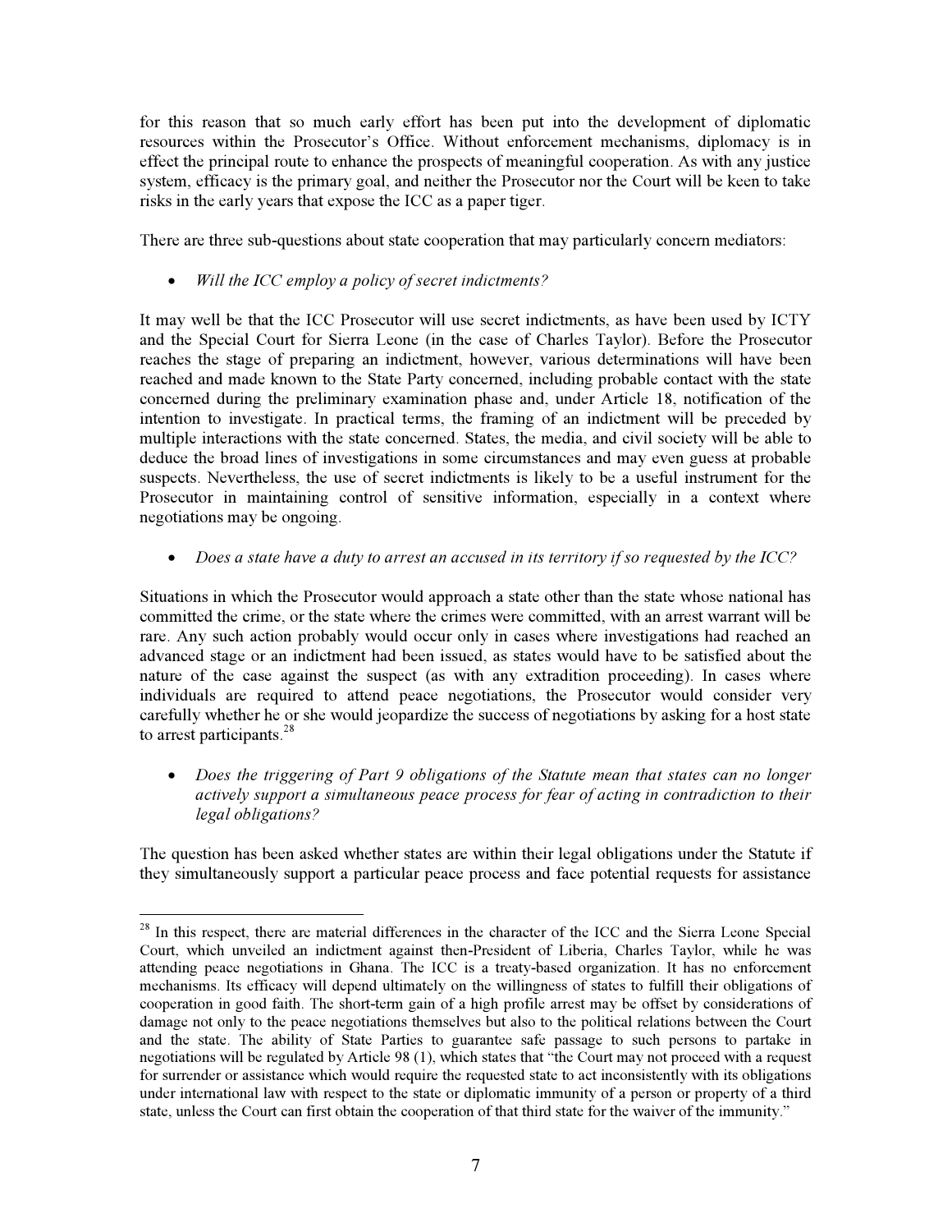for this reason that so much early effort has been put into the development of diplomatic resources within the Prosecutor's Office. Without enforcement mechanisms, diplomacy is in effect the principal route to enhance the prospects of meaningful cooperation. As with any justice system, efficacy is the primary goal, and neither the Prosecutor nor the Court will be keen to take risks in the early years that expose the ICC as a paper tiger.

There are three sub-questions about state cooperation that may particularly concern mediators:

- *Will the ICC employ a policy of secret indictments?*

It may well be that the ICC Prosecutor will use secret indictments, as have been used by ICTY and the Special Court for Sierra Leone (in the case of Charles Taylor). Before the Prosecutor reaches the stage of preparing an indictment, however, various determinations will have been reached and made known to the State Party concerned, including probable contact with the state concerned during the preliminary examination phase and, under Article 18, notification of the intention to investigate. In practical terms, the framing of an indictment will be preceded by multiple interactions with the state concerned. States, the media, and civil society will be able to deduce the broad lines of investigations in some circumstances and may even guess at probable suspects. Nevertheless, the use of secret indictments is likely to be a useful instrument for the Prosecutor in maintaining control of sensitive information, especially in a context where negotiations may be ongoing.

- *Does a state have a duty to arrest an accused in its territory if so requested by the ICC?*

Situations in which the Prosecutor would approach a state other than the state whose national has committed the crime, or the state where the crimes were committed, with an arrest warrant will be rare. Any such action probably would occur only in cases where investigations had reached an advanced stage or an indictment had been issued, as states would have to be satisfied about the nature of the case against the suspect (as with any extradition proceeding). In cases where individuals are required to attend peace negotiations, the Prosecutor would consider very carefully whether he or she would jeopardize the success of negotiations by asking for a host state to arrest participants.[28]

- *Does the triggering of Part 9 obligations of the Statute mean that states can no longer actively support a simultaneous peace process for fear of acting in contradiction to their legal obligations?*

The question has been asked whether states are within their legal obligations under the Statute if they simultaneously support a particular peace process and face potential requests for assistance

---

[28] In this respect, there are material differences in the character of the ICC and the Sierra Leone Special Court, which unveiled an indictment against then-President of Liberia, Charles Taylor, while he was attending peace negotiations in Ghana. The ICC is a treaty-based organization. It has no enforcement mechanisms. Its efficacy will depend ultimately on the willingness of states to fulfill their obligations of cooperation in good faith. The short-term gain of a high profile arrest may be offset by considerations of damage not only to the peace negotiations themselves but also to the political relations between the Court and the state. The ability of State Parties to guarantee safe passage to such persons to partake in negotiations will be regulated by Article 98 (1), which states that "the Court may not proceed with a request for surrender or assistance which would require the requested state to act inconsistently with its obligations under international law with respect to the state or diplomatic immunity of a person or property of a third state, unless the Court can first obtain the cooperation of that third state for the waiver of the immunity."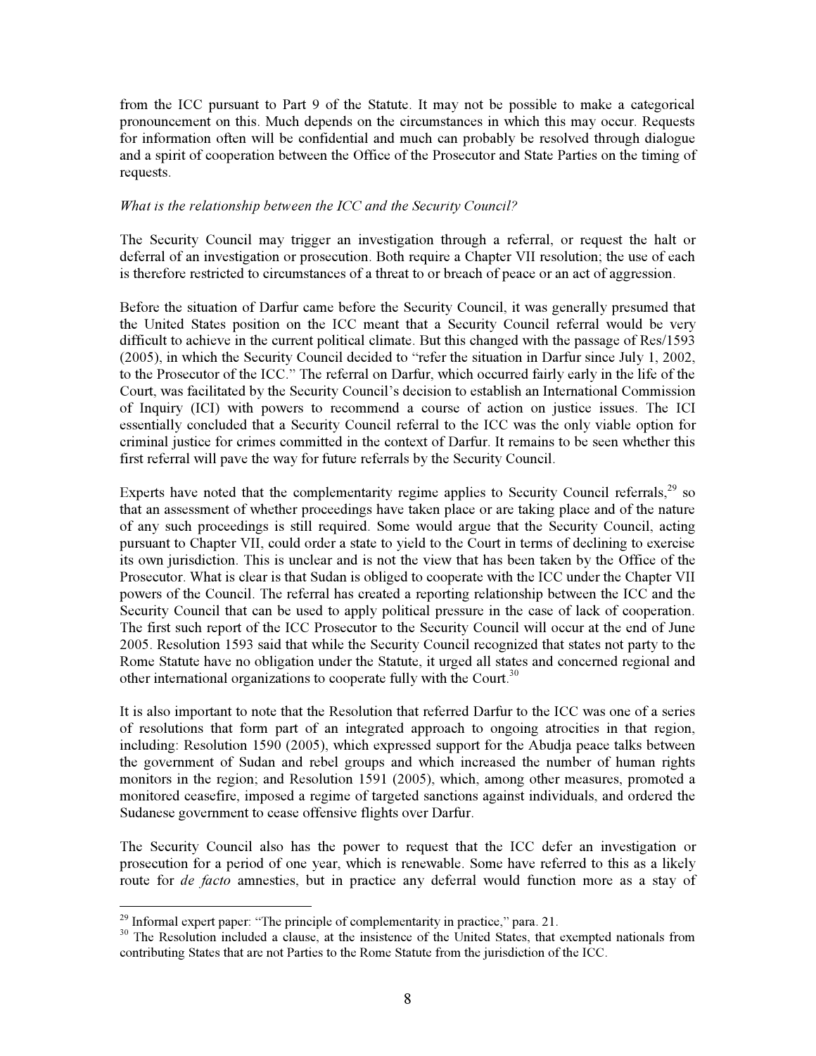from the ICC pursuant to Part 9 of the Statute. It may not be possible to make a categorical pronouncement on this. Much depends on the circumstances in which this may occur. Requests for information often will be confidential and much can probably be resolved through dialogue and a spirit of cooperation between the Office of the Prosecutor and State Parties on the timing of requests.

*What is the relationship between the ICC and the Security Council?*

The Security Council may trigger an investigation through a referral, or request the halt or deferral of an investigation or prosecution. Both require a Chapter VII resolution; the use of each is therefore restricted to circumstances of a threat to or breach of peace or an act of aggression.

Before the situation of Darfur came before the Security Council, it was generally presumed that the United States position on the ICC meant that a Security Council referral would be very difficult to achieve in the current political climate. But this changed with the passage of Res/1593 (2005), in which the Security Council decided to "refer the situation in Darfur since July 1, 2002, to the Prosecutor of the ICC." The referral on Darfur, which occurred fairly early in the life of the Court, was facilitated by the Security Council's decision to establish an International Commission of Inquiry (ICI) with powers to recommend a course of action on justice issues. The ICI essentially concluded that a Security Council referral to the ICC was the only viable option for criminal justice for crimes committed in the context of Darfur. It remains to be seen whether this first referral will pave the way for future referrals by the Security Council.

Experts have noted that the complementarity regime applies to Security Council referrals,[29] so that an assessment of whether proceedings have taken place or are taking place and of the nature of any such proceedings is still required. Some would argue that the Security Council, acting pursuant to Chapter VII, could order a state to yield to the Court in terms of declining to exercise its own jurisdiction. This is unclear and is not the view that has been taken by the Office of the Prosecutor. What is clear is that Sudan is obliged to cooperate with the ICC under the Chapter VII powers of the Council. The referral has created a reporting relationship between the ICC and the Security Council that can be used to apply political pressure in the case of lack of cooperation. The first such report of the ICC Prosecutor to the Security Council will occur at the end of June 2005. Resolution 1593 said that while the Security Council recognized that states not party to the Rome Statute have no obligation under the Statute, it urged all states and concerned regional and other international organizations to cooperate fully with the Court.[30]

It is also important to note that the Resolution that referred Darfur to the ICC was one of a series of resolutions that form part of an integrated approach to ongoing atrocities in that region, including: Resolution 1590 (2005), which expressed support for the Abudja peace talks between the government of Sudan and rebel groups and which increased the number of human rights monitors in the region; and Resolution 1591 (2005), which, among other measures, promoted a monitored ceasefire, imposed a regime of targeted sanctions against individuals, and ordered the Sudanese government to cease offensive flights over Darfur.

The Security Council also has the power to request that the ICC defer an investigation or prosecution for a period of one year, which is renewable. Some have referred to this as a likely route for *de facto* amnesties, but in practice any deferral would function more as a stay of

---

[29] Informal expert paper: "The principle of complementarity in practice," para. 21.

[30] The Resolution included a clause, at the insistence of the United States, that exempted nationals from contributing States that are not Parties to the Rome Statute from the jurisdiction of the ICC.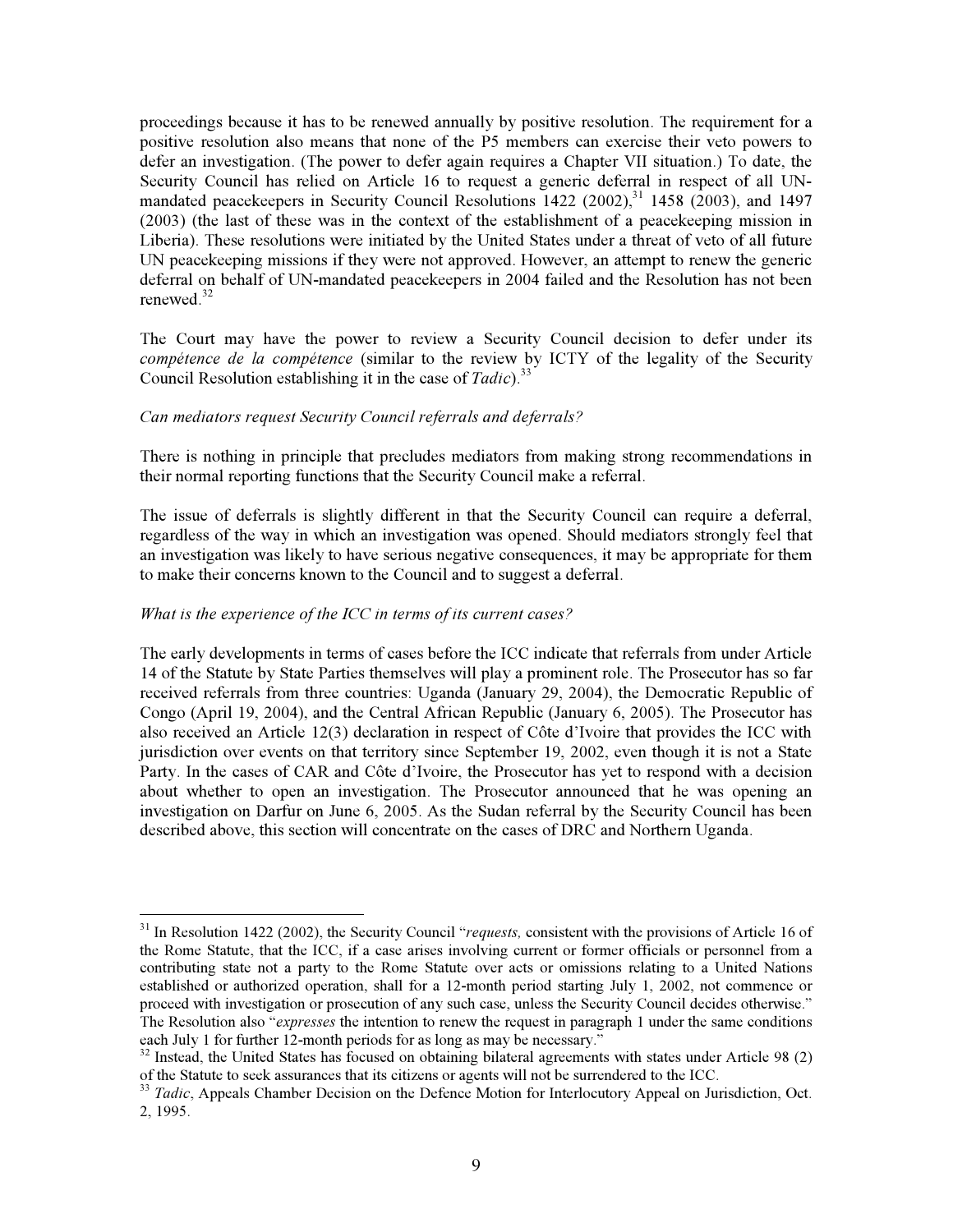proceedings because it has to be renewed annually by positive resolution. The requirement for a positive resolution also means that none of the P5 members can exercise their veto powers to defer an investigation. (The power to defer again requires a Chapter VII situation.) To date, the Security Council has relied on Article 16 to request a generic deferral in respect of all UN-mandated peacekeepers in Security Council Resolutions 1422 (2002),[31] 1458 (2003), and 1497 (2003) (the last of these was in the context of the establishment of a peacekeeping mission in Liberia). These resolutions were initiated by the United States under a threat of veto of all future UN peacekeeping missions if they were not approved. However, an attempt to renew the generic deferral on behalf of UN-mandated peacekeepers in 2004 failed and the Resolution has not been renewed.[32]

The Court may have the power to review a Security Council decision to defer under its *compétence de la compétence* (similar to the review by ICTY of the legality of the Security Council Resolution establishing it in the case of *Tadic*).[33]

*Can mediators request Security Council referrals and deferrals?*

There is nothing in principle that precludes mediators from making strong recommendations in their normal reporting functions that the Security Council make a referral.

The issue of deferrals is slightly different in that the Security Council can require a deferral, regardless of the way in which an investigation was opened. Should mediators strongly feel that an investigation was likely to have serious negative consequences, it may be appropriate for them to make their concerns known to the Council and to suggest a deferral.

*What is the experience of the ICC in terms of its current cases?*

The early developments in terms of cases before the ICC indicate that referrals from under Article 14 of the Statute by State Parties themselves will play a prominent role. The Prosecutor has so far received referrals from three countries: Uganda (January 29, 2004), the Democratic Republic of Congo (April 19, 2004), and the Central African Republic (January 6, 2005). The Prosecutor has also received an Article 12(3) declaration in respect of Côte d'Ivoire that provides the ICC with jurisdiction over events on that territory since September 19, 2002, even though it is not a State Party. In the cases of CAR and Côte d'Ivoire, the Prosecutor has yet to respond with a decision about whether to open an investigation. The Prosecutor announced that he was opening an investigation on Darfur on June 6, 2005. As the Sudan referral by the Security Council has been described above, this section will concentrate on the cases of DRC and Northern Uganda.

---

[31] In Resolution 1422 (2002), the Security Council "*requests,* consistent with the provisions of Article 16 of the Rome Statute, that the ICC, if a case arises involving current or former officials or personnel from a contributing state not a party to the Rome Statute over acts or omissions relating to a United Nations established or authorized operation, shall for a 12-month period starting July 1, 2002, not commence or proceed with investigation or prosecution of any such case, unless the Security Council decides otherwise." The Resolution also "*expresses* the intention to renew the request in paragraph 1 under the same conditions each July 1 for further 12-month periods for as long as may be necessary."

[32] Instead, the United States has focused on obtaining bilateral agreements with states under Article 98 (2) of the Statute to seek assurances that its citizens or agents will not be surrendered to the ICC.

[33] *Tadic*, Appeals Chamber Decision on the Defence Motion for Interlocutory Appeal on Jurisdiction, Oct. 2, 1995.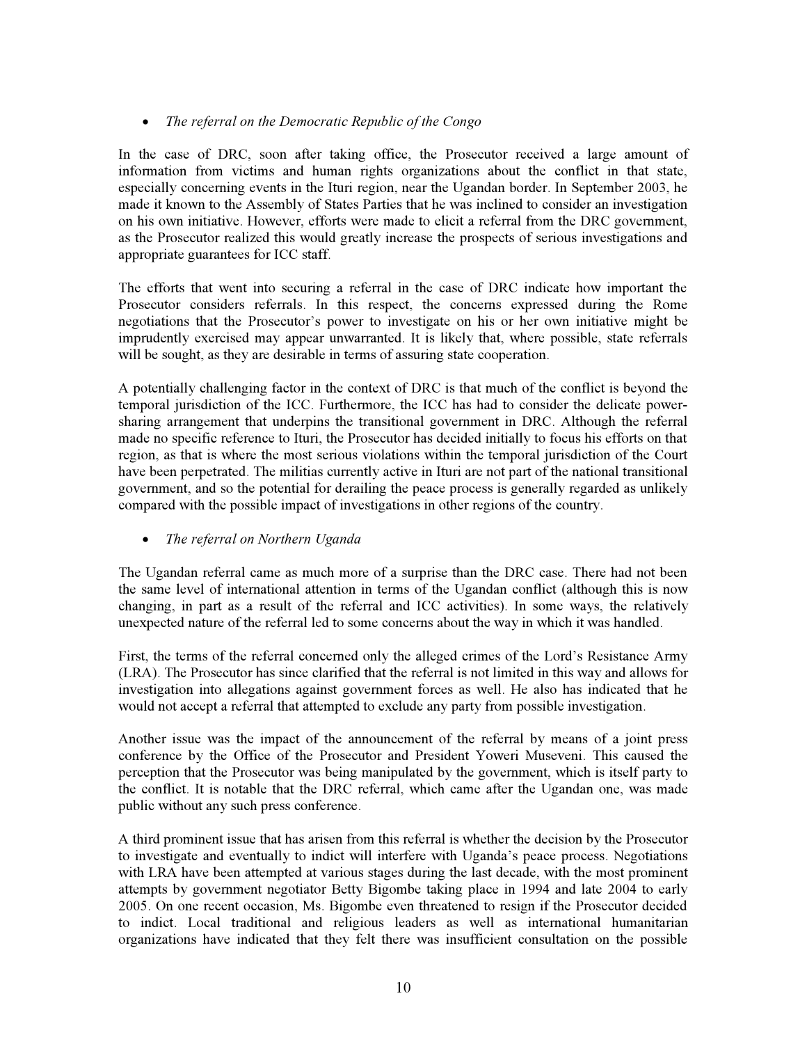- *The referral on the Democratic Republic of the Congo*

In the case of DRC, soon after taking office, the Prosecutor received a large amount of information from victims and human rights organizations about the conflict in that state, especially concerning events in the Ituri region, near the Ugandan border. In September 2003, he made it known to the Assembly of States Parties that he was inclined to consider an investigation on his own initiative. However, efforts were made to elicit a referral from the DRC government, as the Prosecutor realized this would greatly increase the prospects of serious investigations and appropriate guarantees for ICC staff.

The efforts that went into securing a referral in the case of DRC indicate how important the Prosecutor considers referrals. In this respect, the concerns expressed during the Rome negotiations that the Prosecutor's power to investigate on his or her own initiative might be imprudently exercised may appear unwarranted. It is likely that, where possible, state referrals will be sought, as they are desirable in terms of assuring state cooperation.

A potentially challenging factor in the context of DRC is that much of the conflict is beyond the temporal jurisdiction of the ICC. Furthermore, the ICC has had to consider the delicate power-sharing arrangement that underpins the transitional government in DRC. Although the referral made no specific reference to Ituri, the Prosecutor has decided initially to focus his efforts on that region, as that is where the most serious violations within the temporal jurisdiction of the Court have been perpetrated. The militias currently active in Ituri are not part of the national transitional government, and so the potential for derailing the peace process is generally regarded as unlikely compared with the possible impact of investigations in other regions of the country.

- *The referral on Northern Uganda*

The Ugandan referral came as much more of a surprise than the DRC case. There had not been the same level of international attention in terms of the Ugandan conflict (although this is now changing, in part as a result of the referral and ICC activities). In some ways, the relatively unexpected nature of the referral led to some concerns about the way in which it was handled.

First, the terms of the referral concerned only the alleged crimes of the Lord's Resistance Army (LRA). The Prosecutor has since clarified that the referral is not limited in this way and allows for investigation into allegations against government forces as well. He also has indicated that he would not accept a referral that attempted to exclude any party from possible investigation.

Another issue was the impact of the announcement of the referral by means of a joint press conference by the Office of the Prosecutor and President Yoweri Museveni. This caused the perception that the Prosecutor was being manipulated by the government, which is itself party to the conflict. It is notable that the DRC referral, which came after the Ugandan one, was made public without any such press conference.

A third prominent issue that has arisen from this referral is whether the decision by the Prosecutor to investigate and eventually to indict will interfere with Uganda's peace process. Negotiations with LRA have been attempted at various stages during the last decade, with the most prominent attempts by government negotiator Betty Bigombe taking place in 1994 and late 2004 to early 2005. On one recent occasion, Ms. Bigombe even threatened to resign if the Prosecutor decided to indict. Local traditional and religious leaders as well as international humanitarian organizations have indicated that they felt there was insufficient consultation on the possible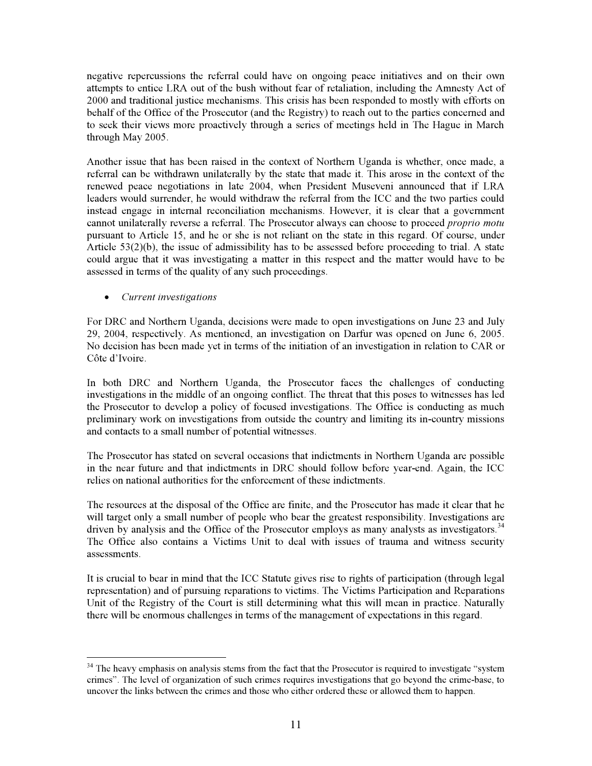negative repercussions the referral could have on ongoing peace initiatives and on their own attempts to entice LRA out of the bush without fear of retaliation, including the Amnesty Act of 2000 and traditional justice mechanisms. This crisis has been responded to mostly with efforts on behalf of the Office of the Prosecutor (and the Registry) to reach out to the parties concerned and to seek their views more proactively through a series of meetings held in The Hague in March through May 2005.

Another issue that has been raised in the context of Northern Uganda is whether, once made, a referral can be withdrawn unilaterally by the state that made it. This arose in the context of the renewed peace negotiations in late 2004, when President Museveni announced that if LRA leaders would surrender, he would withdraw the referral from the ICC and the two parties could instead engage in internal reconciliation mechanisms. However, it is clear that a government cannot unilaterally reverse a referral. The Prosecutor always can choose to proceed *proprio motu* pursuant to Article 15, and he or she is not reliant on the state in this regard. Of course, under Article 53(2)(b), the issue of admissibility has to be assessed before proceeding to trial. A state could argue that it was investigating a matter in this respect and the matter would have to be assessed in terms of the quality of any such proceedings.

- *Current investigations*

For DRC and Northern Uganda, decisions were made to open investigations on June 23 and July 29, 2004, respectively. As mentioned, an investigation on Darfur was opened on June 6, 2005. No decision has been made yet in terms of the initiation of an investigation in relation to CAR or Côte d'Ivoire.

In both DRC and Northern Uganda, the Prosecutor faces the challenges of conducting investigations in the middle of an ongoing conflict. The threat that this poses to witnesses has led the Prosecutor to develop a policy of focused investigations. The Office is conducting as much preliminary work on investigations from outside the country and limiting its in-country missions and contacts to a small number of potential witnesses.

The Prosecutor has stated on several occasions that indictments in Northern Uganda are possible in the near future and that indictments in DRC should follow before year-end. Again, the ICC relies on national authorities for the enforcement of these indictments.

The resources at the disposal of the Office are finite, and the Prosecutor has made it clear that he will target only a small number of people who bear the greatest responsibility. Investigations are driven by analysis and the Office of the Prosecutor employs as many analysts as investigators.[34] The Office also contains a Victims Unit to deal with issues of trauma and witness security assessments.

It is crucial to bear in mind that the ICC Statute gives rise to rights of participation (through legal representation) and of pursuing reparations to victims. The Victims Participation and Reparations Unit of the Registry of the Court is still determining what this will mean in practice. Naturally there will be enormous challenges in terms of the management of expectations in this regard.

---

[34] The heavy emphasis on analysis stems from the fact that the Prosecutor is required to investigate "system crimes". The level of organization of such crimes requires investigations that go beyond the crime-base, to uncover the links between the crimes and those who either ordered these or allowed them to happen.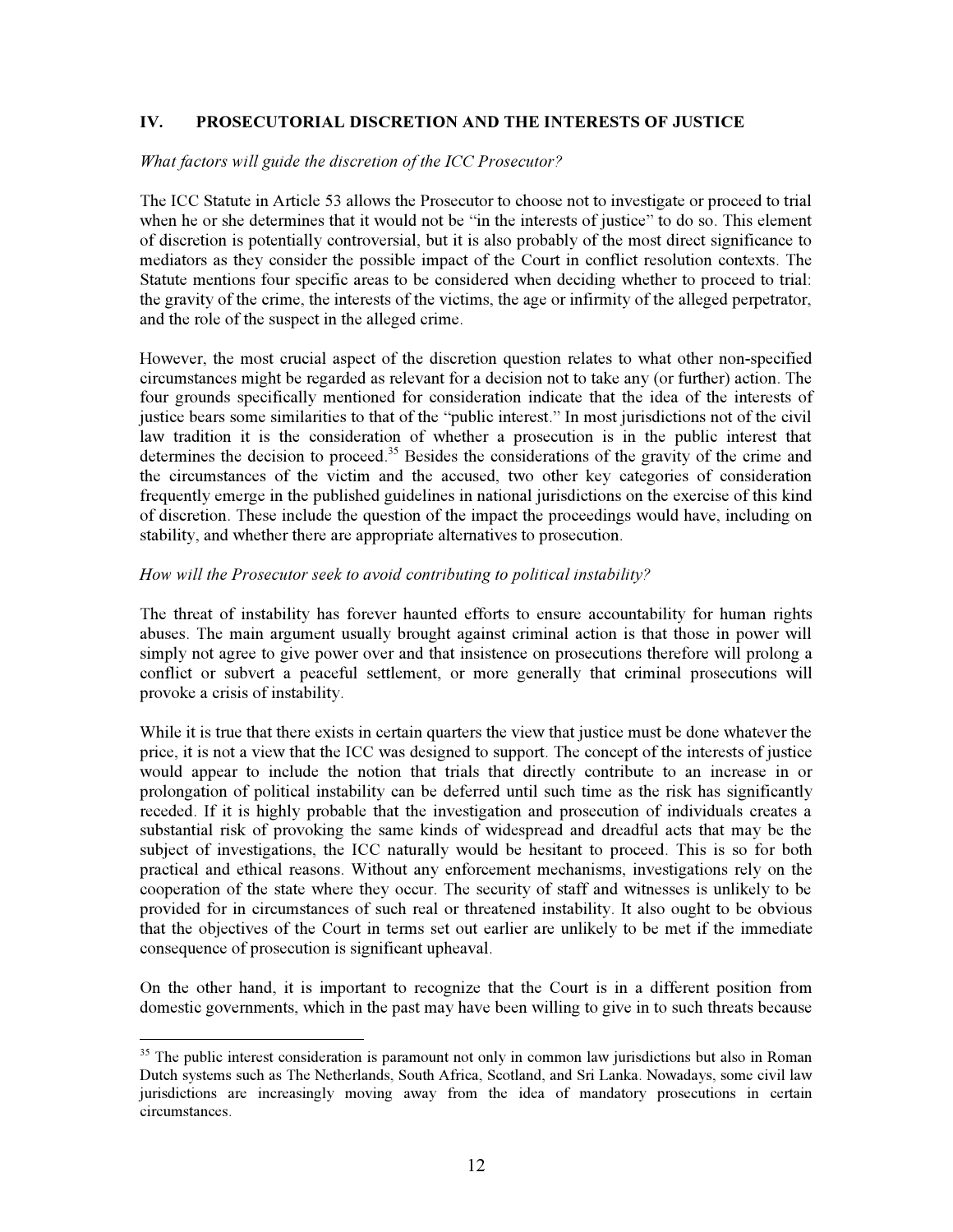## IV. PROSECUTORIAL DISCRETION AND THE INTERESTS OF JUSTICE

*What factors will guide the discretion of the ICC Prosecutor?*

The ICC Statute in Article 53 allows the Prosecutor to choose not to investigate or proceed to trial when he or she determines that it would not be "in the interests of justice" to do so. This element of discretion is potentially controversial, but it is also probably of the most direct significance to mediators as they consider the possible impact of the Court in conflict resolution contexts. The Statute mentions four specific areas to be considered when deciding whether to proceed to trial: the gravity of the crime, the interests of the victims, the age or infirmity of the alleged perpetrator, and the role of the suspect in the alleged crime.

However, the most crucial aspect of the discretion question relates to what other non-specified circumstances might be regarded as relevant for a decision not to take any (or further) action. The four grounds specifically mentioned for consideration indicate that the idea of the interests of justice bears some similarities to that of the "public interest." In most jurisdictions not of the civil law tradition it is the consideration of whether a prosecution is in the public interest that determines the decision to proceed.[35] Besides the considerations of the gravity of the crime and the circumstances of the victim and the accused, two other key categories of consideration frequently emerge in the published guidelines in national jurisdictions on the exercise of this kind of discretion. These include the question of the impact the proceedings would have, including on stability, and whether there are appropriate alternatives to prosecution.

*How will the Prosecutor seek to avoid contributing to political instability?*

The threat of instability has forever haunted efforts to ensure accountability for human rights abuses. The main argument usually brought against criminal action is that those in power will simply not agree to give power over and that insistence on prosecutions therefore will prolong a conflict or subvert a peaceful settlement, or more generally that criminal prosecutions will provoke a crisis of instability.

While it is true that there exists in certain quarters the view that justice must be done whatever the price, it is not a view that the ICC was designed to support. The concept of the interests of justice would appear to include the notion that trials that directly contribute to an increase in or prolongation of political instability can be deferred until such time as the risk has significantly receded. If it is highly probable that the investigation and prosecution of individuals creates a substantial risk of provoking the same kinds of widespread and dreadful acts that may be the subject of investigations, the ICC naturally would be hesitant to proceed. This is so for both practical and ethical reasons. Without any enforcement mechanisms, investigations rely on the cooperation of the state where they occur. The security of staff and witnesses is unlikely to be provided for in circumstances of such real or threatened instability. It also ought to be obvious that the objectives of the Court in terms set out earlier are unlikely to be met if the immediate consequence of prosecution is significant upheaval.

On the other hand, it is important to recognize that the Court is in a different position from domestic governments, which in the past may have been willing to give in to such threats because

---

[35] The public interest consideration is paramount not only in common law jurisdictions but also in Roman Dutch systems such as The Netherlands, South Africa, Scotland, and Sri Lanka. Nowadays, some civil law jurisdictions are increasingly moving away from the idea of mandatory prosecutions in certain circumstances.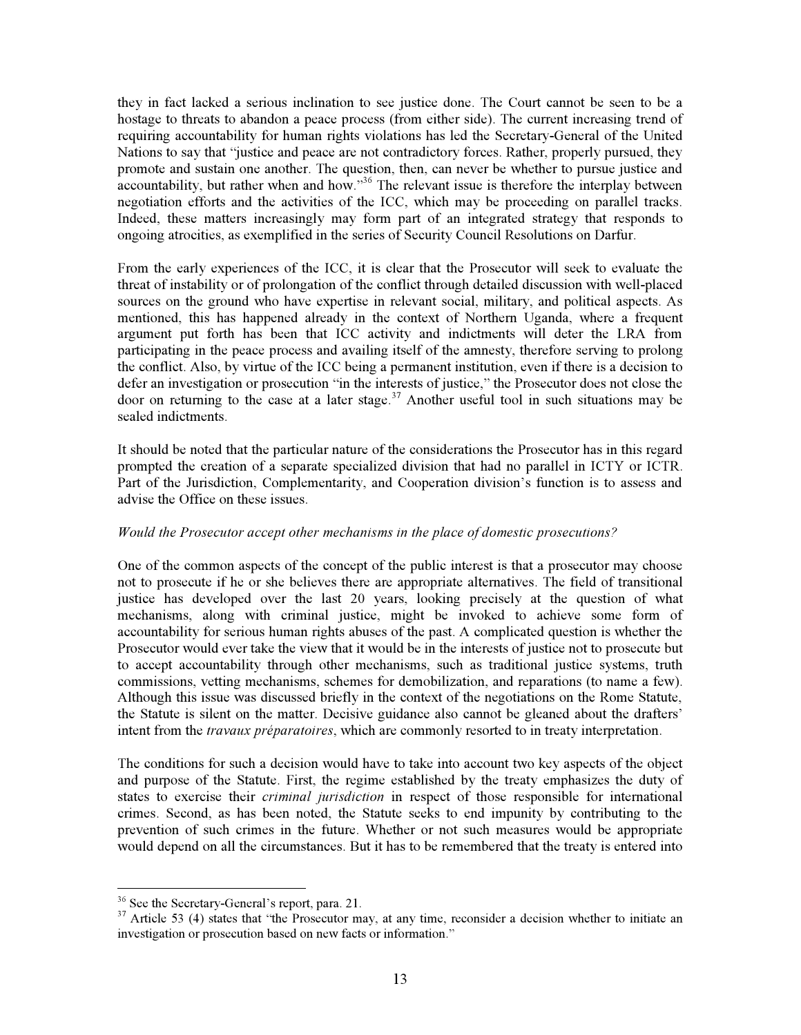they in fact lacked a serious inclination to see justice done. The Court cannot be seen to be a hostage to threats to abandon a peace process (from either side). The current increasing trend of requiring accountability for human rights violations has led the Secretary-General of the United Nations to say that "justice and peace are not contradictory forces. Rather, properly pursued, they promote and sustain one another. The question, then, can never be whether to pursue justice and accountability, but rather when and how."[36] The relevant issue is therefore the interplay between negotiation efforts and the activities of the ICC, which may be proceeding on parallel tracks. Indeed, these matters increasingly may form part of an integrated strategy that responds to ongoing atrocities, as exemplified in the series of Security Council Resolutions on Darfur.

From the early experiences of the ICC, it is clear that the Prosecutor will seek to evaluate the threat of instability or of prolongation of the conflict through detailed discussion with well-placed sources on the ground who have expertise in relevant social, military, and political aspects. As mentioned, this has happened already in the context of Northern Uganda, where a frequent argument put forth has been that ICC activity and indictments will deter the LRA from participating in the peace process and availing itself of the amnesty, therefore serving to prolong the conflict. Also, by virtue of the ICC being a permanent institution, even if there is a decision to defer an investigation or prosecution "in the interests of justice," the Prosecutor does not close the door on returning to the case at a later stage.[37] Another useful tool in such situations may be sealed indictments.

It should be noted that the particular nature of the considerations the Prosecutor has in this regard prompted the creation of a separate specialized division that had no parallel in ICTY or ICTR. Part of the Jurisdiction, Complementarity, and Cooperation division's function is to assess and advise the Office on these issues.

*Would the Prosecutor accept other mechanisms in the place of domestic prosecutions?*

One of the common aspects of the concept of the public interest is that a prosecutor may choose not to prosecute if he or she believes there are appropriate alternatives. The field of transitional justice has developed over the last 20 years, looking precisely at the question of what mechanisms, along with criminal justice, might be invoked to achieve some form of accountability for serious human rights abuses of the past. A complicated question is whether the Prosecutor would ever take the view that it would be in the interests of justice not to prosecute but to accept accountability through other mechanisms, such as traditional justice systems, truth commissions, vetting mechanisms, schemes for demobilization, and reparations (to name a few). Although this issue was discussed briefly in the context of the negotiations on the Rome Statute, the Statute is silent on the matter. Decisive guidance also cannot be gleaned about the drafters' intent from the *travaux préparatoires*, which are commonly resorted to in treaty interpretation.

The conditions for such a decision would have to take into account two key aspects of the object and purpose of the Statute. First, the regime established by the treaty emphasizes the duty of states to exercise their *criminal jurisdiction* in respect of those responsible for international crimes. Second, as has been noted, the Statute seeks to end impunity by contributing to the prevention of such crimes in the future. Whether or not such measures would be appropriate would depend on all the circumstances. But it has to be remembered that the treaty is entered into

---

[36] See the Secretary-General's report, para. 21.

[37] Article 53 (4) states that "the Prosecutor may, at any time, reconsider a decision whether to initiate an investigation or prosecution based on new facts or information."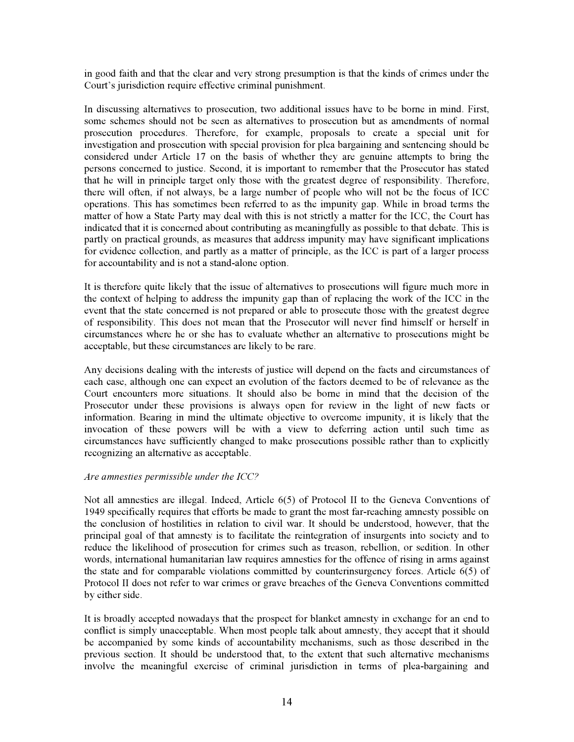in good faith and that the clear and very strong presumption is that the kinds of crimes under the Court's jurisdiction require effective criminal punishment.

In discussing alternatives to prosecution, two additional issues have to be borne in mind. First, some schemes should not be seen as alternatives to prosecution but as amendments of normal prosecution procedures. Therefore, for example, proposals to create a special unit for investigation and prosecution with special provision for plea bargaining and sentencing should be considered under Article 17 on the basis of whether they are genuine attempts to bring the persons concerned to justice. Second, it is important to remember that the Prosecutor has stated that he will in principle target only those with the greatest degree of responsibility. Therefore, there will often, if not always, be a large number of people who will not be the focus of ICC operations. This has sometimes been referred to as the impunity gap. While in broad terms the matter of how a State Party may deal with this is not strictly a matter for the ICC, the Court has indicated that it is concerned about contributing as meaningfully as possible to that debate. This is partly on practical grounds, as measures that address impunity may have significant implications for evidence collection, and partly as a matter of principle, as the ICC is part of a larger process for accountability and is not a stand-alone option.

It is therefore quite likely that the issue of alternatives to prosecutions will figure much more in the context of helping to address the impunity gap than of replacing the work of the ICC in the event that the state concerned is not prepared or able to prosecute those with the greatest degree of responsibility. This does not mean that the Prosecutor will never find himself or herself in circumstances where he or she has to evaluate whether an alternative to prosecutions might be acceptable, but these circumstances are likely to be rare.

Any decisions dealing with the interests of justice will depend on the facts and circumstances of each case, although one can expect an evolution of the factors deemed to be of relevance as the Court encounters more situations. It should also be borne in mind that the decision of the Prosecutor under these provisions is always open for review in the light of new facts or information. Bearing in mind the ultimate objective to overcome impunity, it is likely that the invocation of these powers will be with a view to deferring action until such time as circumstances have sufficiently changed to make prosecutions possible rather than to explicitly recognizing an alternative as acceptable.

*Are amnesties permissible under the ICC?*

Not all amnesties are illegal. Indeed, Article 6(5) of Protocol II to the Geneva Conventions of 1949 specifically requires that efforts be made to grant the most far-reaching amnesty possible on the conclusion of hostilities in relation to civil war. It should be understood, however, that the principal goal of that amnesty is to facilitate the reintegration of insurgents into society and to reduce the likelihood of prosecution for crimes such as treason, rebellion, or sedition. In other words, international humanitarian law requires amnesties for the offence of rising in arms against the state and for comparable violations committed by counterinsurgency forces. Article 6(5) of Protocol II does not refer to war crimes or grave breaches of the Geneva Conventions committed by either side.

It is broadly accepted nowadays that the prospect for blanket amnesty in exchange for an end to conflict is simply unacceptable. When most people talk about amnesty, they accept that it should be accompanied by some kinds of accountability mechanisms, such as those described in the previous section. It should be understood that, to the extent that such alternative mechanisms involve the meaningful exercise of criminal jurisdiction in terms of plea-bargaining and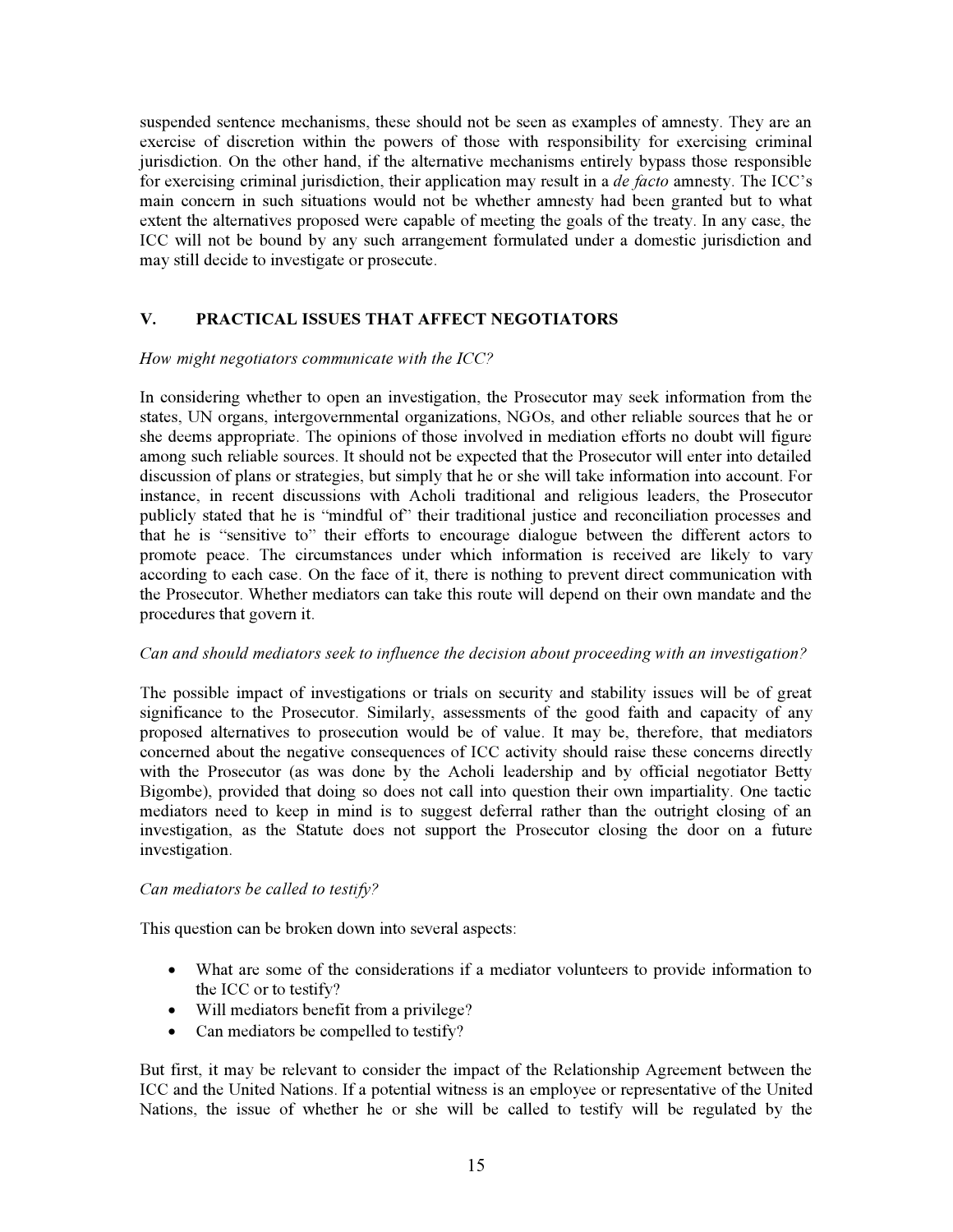suspended sentence mechanisms, these should not be seen as examples of amnesty. They are an exercise of discretion within the powers of those with responsibility for exercising criminal jurisdiction. On the other hand, if the alternative mechanisms entirely bypass those responsible for exercising criminal jurisdiction, their application may result in a *de facto* amnesty. The ICC's main concern in such situations would not be whether amnesty had been granted but to what extent the alternatives proposed were capable of meeting the goals of the treaty. In any case, the ICC will not be bound by any such arrangement formulated under a domestic jurisdiction and may still decide to investigate or prosecute.

## V. PRACTICAL ISSUES THAT AFFECT NEGOTIATORS

*How might negotiators communicate with the ICC?*

In considering whether to open an investigation, the Prosecutor may seek information from the states, UN organs, intergovernmental organizations, NGOs, and other reliable sources that he or she deems appropriate. The opinions of those involved in mediation efforts no doubt will figure among such reliable sources. It should not be expected that the Prosecutor will enter into detailed discussion of plans or strategies, but simply that he or she will take information into account. For instance, in recent discussions with Acholi traditional and religious leaders, the Prosecutor publicly stated that he is "mindful of" their traditional justice and reconciliation processes and that he is "sensitive to" their efforts to encourage dialogue between the different actors to promote peace. The circumstances under which information is received are likely to vary according to each case. On the face of it, there is nothing to prevent direct communication with the Prosecutor. Whether mediators can take this route will depend on their own mandate and the procedures that govern it.

*Can and should mediators seek to influence the decision about proceeding with an investigation?*

The possible impact of investigations or trials on security and stability issues will be of great significance to the Prosecutor. Similarly, assessments of the good faith and capacity of any proposed alternatives to prosecution would be of value. It may be, therefore, that mediators concerned about the negative consequences of ICC activity should raise these concerns directly with the Prosecutor (as was done by the Acholi leadership and by official negotiator Betty Bigombe), provided that doing so does not call into question their own impartiality. One tactic mediators need to keep in mind is to suggest deferral rather than the outright closing of an investigation, as the Statute does not support the Prosecutor closing the door on a future investigation.

*Can mediators be called to testify?*

This question can be broken down into several aspects:

- What are some of the considerations if a mediator volunteers to provide information to the ICC or to testify?
- Will mediators benefit from a privilege?
- Can mediators be compelled to testify?

But first, it may be relevant to consider the impact of the Relationship Agreement between the ICC and the United Nations. If a potential witness is an employee or representative of the United Nations, the issue of whether he or she will be called to testify will be regulated by the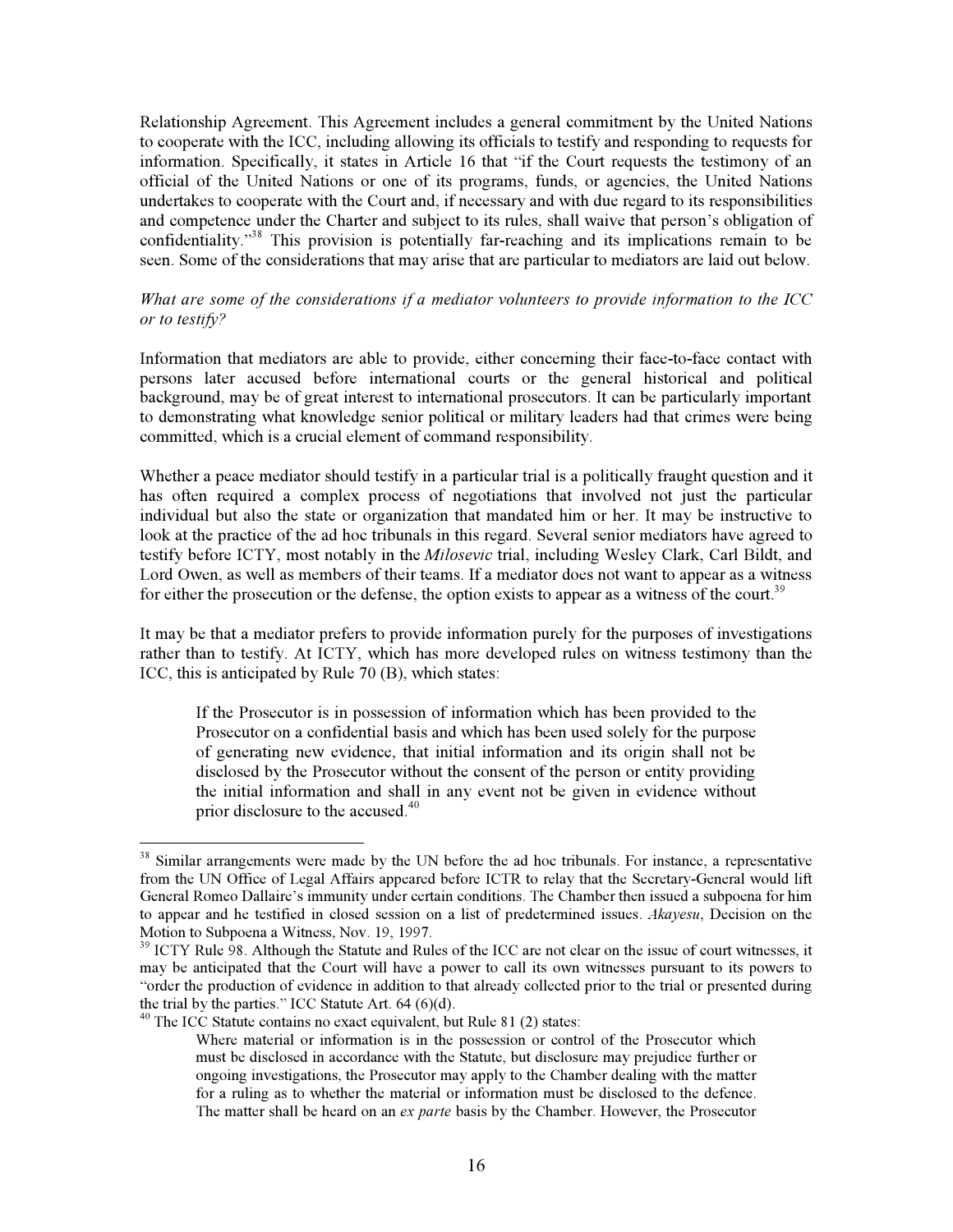Relationship Agreement. This Agreement includes a general commitment by the United Nations to cooperate with the ICC, including allowing its officials to testify and responding to requests for information. Specifically, it states in Article 16 that "if the Court requests the testimony of an official of the United Nations or one of its programs, funds, or agencies, the United Nations undertakes to cooperate with the Court and, if necessary and with due regard to its responsibilities and competence under the Charter and subject to its rules, shall waive that person's obligation of confidentiality."[38] This provision is potentially far-reaching and its implications remain to be seen. Some of the considerations that may arise that are particular to mediators are laid out below.

*What are some of the considerations if a mediator volunteers to provide information to the ICC or to testify?*

Information that mediators are able to provide, either concerning their face-to-face contact with persons later accused before international courts or the general historical and political background, may be of great interest to international prosecutors. It can be particularly important to demonstrating what knowledge senior political or military leaders had that crimes were being committed, which is a crucial element of command responsibility.

Whether a peace mediator should testify in a particular trial is a politically fraught question and it has often required a complex process of negotiations that involved not just the particular individual but also the state or organization that mandated him or her. It may be instructive to look at the practice of the ad hoc tribunals in this regard. Several senior mediators have agreed to testify before ICTY, most notably in the *Milosevic* trial, including Wesley Clark, Carl Bildt, and Lord Owen, as well as members of their teams. If a mediator does not want to appear as a witness for either the prosecution or the defense, the option exists to appear as a witness of the court.[39]

It may be that a mediator prefers to provide information purely for the purposes of investigations rather than to testify. At ICTY, which has more developed rules on witness testimony than the ICC, this is anticipated by Rule 70 (B), which states:

> If the Prosecutor is in possession of information which has been provided to the Prosecutor on a confidential basis and which has been used solely for the purpose of generating new evidence, that initial information and its origin shall not be disclosed by the Prosecutor without the consent of the person or entity providing the initial information and shall in any event not be given in evidence without prior disclosure to the accused.[40]

---

[38] Similar arrangements were made by the UN before the ad hoc tribunals. For instance, a representative from the UN Office of Legal Affairs appeared before ICTR to relay that the Secretary-General would lift General Romeo Dallaire's immunity under certain conditions. The Chamber then issued a subpoena for him to appear and he testified in closed session on a list of predetermined issues. *Akayesu*, Decision on the Motion to Subpoena a Witness, Nov. 19, 1997.

[39] ICTY Rule 98. Although the Statute and Rules of the ICC are not clear on the issue of court witnesses, it may be anticipated that the Court will have a power to call its own witnesses pursuant to its powers to "order the production of evidence in addition to that already collected prior to the trial or presented during the trial by the parties." ICC Statute Art. 64 (6)(d).

[40] The ICC Statute contains no exact equivalent, but Rule 81 (2) states:

> Where material or information is in the possession or control of the Prosecutor which must be disclosed in accordance with the Statute, but disclosure may prejudice further or ongoing investigations, the Prosecutor may apply to the Chamber dealing with the matter for a ruling as to whether the material or information must be disclosed to the defence. The matter shall be heard on an *ex parte* basis by the Chamber. However, the Prosecutor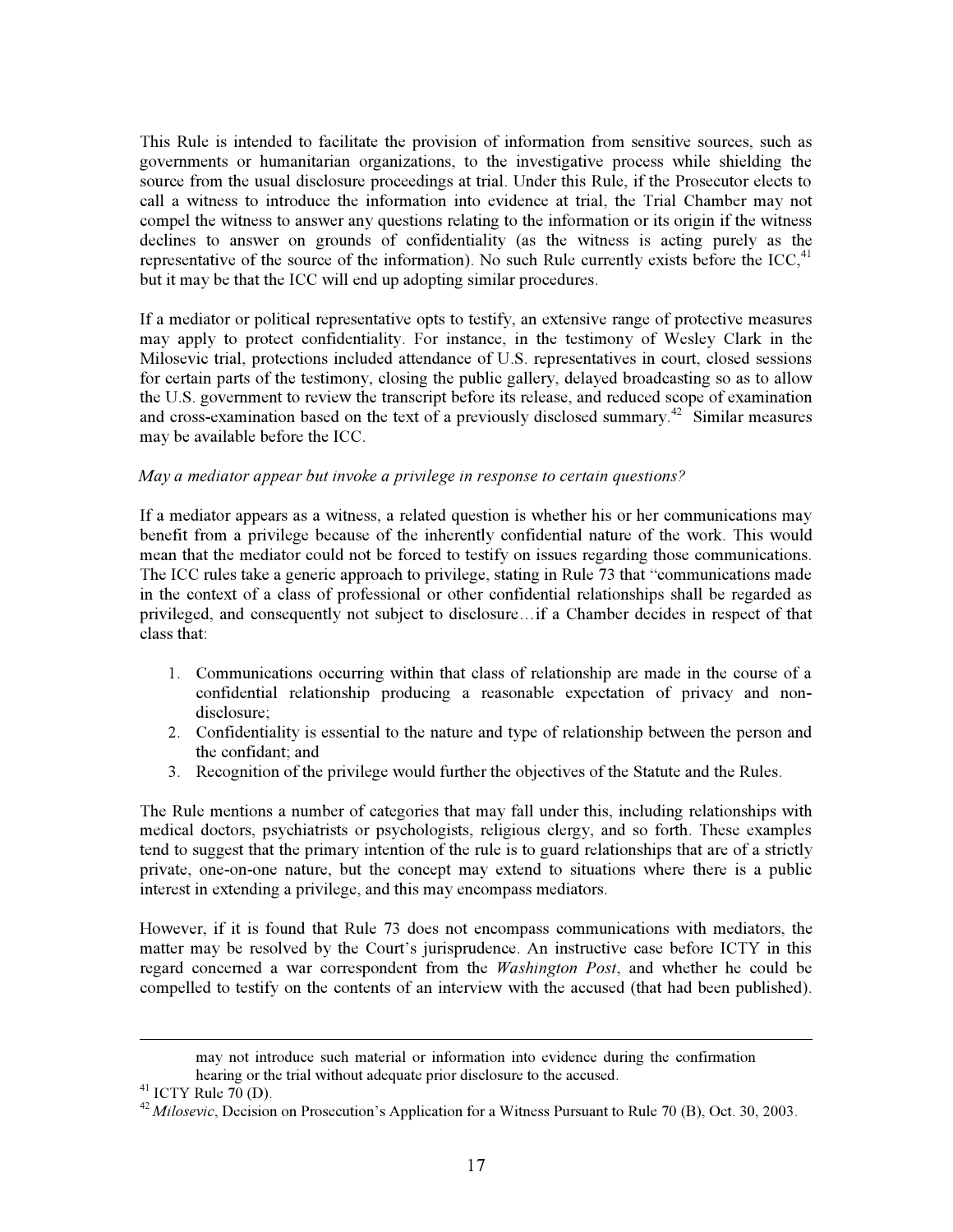This Rule is intended to facilitate the provision of information from sensitive sources, such as governments or humanitarian organizations, to the investigative process while shielding the source from the usual disclosure proceedings at trial. Under this Rule, if the Prosecutor elects to call a witness to introduce the information into evidence at trial, the Trial Chamber may not compel the witness to answer any questions relating to the information or its origin if the witness declines to answer on grounds of confidentiality (as the witness is acting purely as the representative of the source of the information). No such Rule currently exists before the ICC,[41] but it may be that the ICC will end up adopting similar procedures.

If a mediator or political representative opts to testify, an extensive range of protective measures may apply to protect confidentiality. For instance, in the testimony of Wesley Clark in the Milosevic trial, protections included attendance of U.S. representatives in court, closed sessions for certain parts of the testimony, closing the public gallery, delayed broadcasting so as to allow the U.S. government to review the transcript before its release, and reduced scope of examination and cross-examination based on the text of a previously disclosed summary.[42] Similar measures may be available before the ICC.

*May a mediator appear but invoke a privilege in response to certain questions?*

If a mediator appears as a witness, a related question is whether his or her communications may benefit from a privilege because of the inherently confidential nature of the work. This would mean that the mediator could not be forced to testify on issues regarding those communications. The ICC rules take a generic approach to privilege, stating in Rule 73 that "communications made in the context of a class of professional or other confidential relationships shall be regarded as privileged, and consequently not subject to disclosure…if a Chamber decides in respect of that class that:

1. Communications occurring within that class of relationship are made in the course of a confidential relationship producing a reasonable expectation of privacy and non-disclosure;
2. Confidentiality is essential to the nature and type of relationship between the person and the confidant; and
3. Recognition of the privilege would further the objectives of the Statute and the Rules.

The Rule mentions a number of categories that may fall under this, including relationships with medical doctors, psychiatrists or psychologists, religious clergy, and so forth. These examples tend to suggest that the primary intention of the rule is to guard relationships that are of a strictly private, one-on-one nature, but the concept may extend to situations where there is a public interest in extending a privilege, and this may encompass mediators.

However, if it is found that Rule 73 does not encompass communications with mediators, the matter may be resolved by the Court's jurisprudence. An instructive case before ICTY in this regard concerned a war correspondent from the *Washington Post*, and whether he could be compelled to testify on the contents of an interview with the accused (that had been published).

---

may not introduce such material or information into evidence during the confirmation hearing or the trial without adequate prior disclosure to the accused.

[41] ICTY Rule 70 (D).

[42] *Milosevic*, Decision on Prosecution's Application for a Witness Pursuant to Rule 70 (B), Oct. 30, 2003.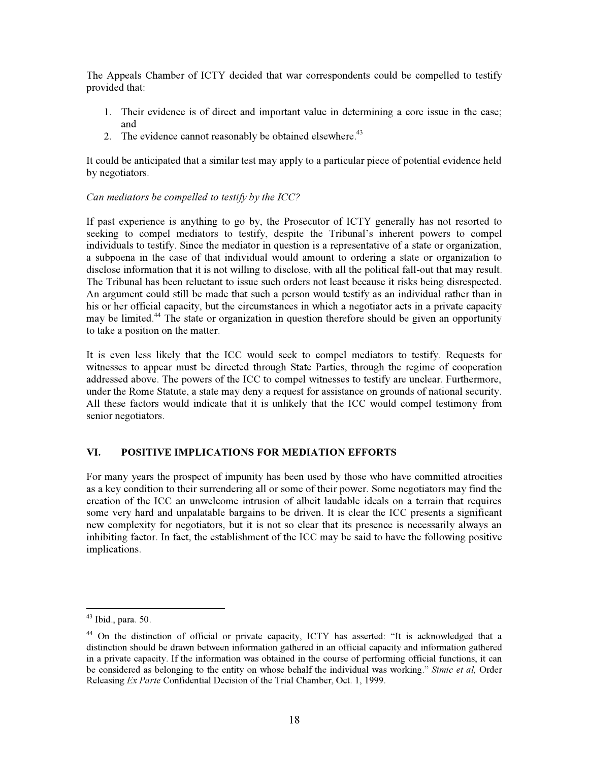The Appeals Chamber of ICTY decided that war correspondents could be compelled to testify provided that:

1. Their evidence is of direct and important value in determining a core issue in the case; and
2. The evidence cannot reasonably be obtained elsewhere.[43]

It could be anticipated that a similar test may apply to a particular piece of potential evidence held by negotiators.

*Can mediators be compelled to testify by the ICC?*

If past experience is anything to go by, the Prosecutor of ICTY generally has not resorted to seeking to compel mediators to testify, despite the Tribunal's inherent powers to compel individuals to testify. Since the mediator in question is a representative of a state or organization, a subpoena in the case of that individual would amount to ordering a state or organization to disclose information that it is not willing to disclose, with all the political fall-out that may result. The Tribunal has been reluctant to issue such orders not least because it risks being disrespected. An argument could still be made that such a person would testify as an individual rather than in his or her official capacity, but the circumstances in which a negotiator acts in a private capacity may be limited.[44] The state or organization in question therefore should be given an opportunity to take a position on the matter.

It is even less likely that the ICC would seek to compel mediators to testify. Requests for witnesses to appear must be directed through State Parties, through the regime of cooperation addressed above. The powers of the ICC to compel witnesses to testify are unclear. Furthermore, under the Rome Statute, a state may deny a request for assistance on grounds of national security. All these factors would indicate that it is unlikely that the ICC would compel testimony from senior negotiators.

## VI. POSITIVE IMPLICATIONS FOR MEDIATION EFFORTS

For many years the prospect of impunity has been used by those who have committed atrocities as a key condition to their surrendering all or some of their power. Some negotiators may find the creation of the ICC an unwelcome intrusion of albeit laudable ideals on a terrain that requires some very hard and unpalatable bargains to be driven. It is clear the ICC presents a significant new complexity for negotiators, but it is not so clear that its presence is necessarily always an inhibiting factor. In fact, the establishment of the ICC may be said to have the following positive implications.

---

[43] Ibid., para. 50.

[44] On the distinction of official or private capacity, ICTY has asserted: "It is acknowledged that a distinction should be drawn between information gathered in an official capacity and information gathered in a private capacity. If the information was obtained in the course of performing official functions, it can be considered as belonging to the entity on whose behalf the individual was working." *Simic et al,* Order Releasing *Ex Parte* Confidential Decision of the Trial Chamber, Oct. 1, 1999.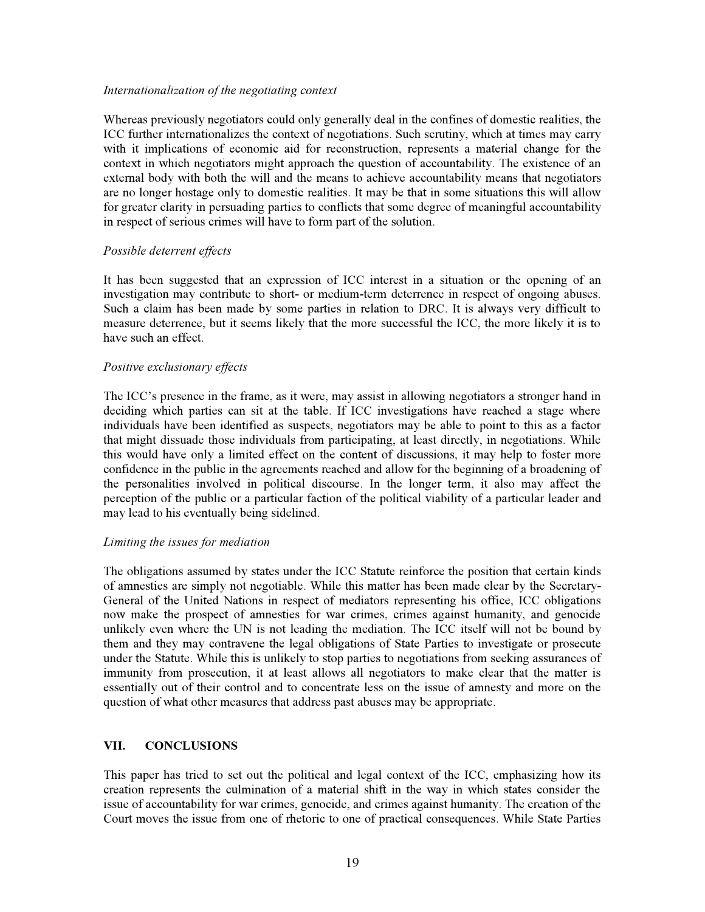*Internationalization of the negotiating context*

Whereas previously negotiators could only generally deal in the confines of domestic realities, the ICC further internationalizes the context of negotiations. Such scrutiny, which at times may carry with it implications of economic aid for reconstruction, represents a material change for the context in which negotiators might approach the question of accountability. The existence of an external body with both the will and the means to achieve accountability means that negotiators are no longer hostage only to domestic realities. It may be that in some situations this will allow for greater clarity in persuading parties to conflicts that some degree of meaningful accountability in respect of serious crimes will have to form part of the solution.

*Possible deterrent effects*

It has been suggested that an expression of ICC interest in a situation or the opening of an investigation may contribute to short- or medium-term deterrence in respect of ongoing abuses. Such a claim has been made by some parties in relation to DRC. It is always very difficult to measure deterrence, but it seems likely that the more successful the ICC, the more likely it is to have such an effect.

*Positive exclusionary effects*

The ICC's presence in the frame, as it were, may assist in allowing negotiators a stronger hand in deciding which parties can sit at the table. If ICC investigations have reached a stage where individuals have been identified as suspects, negotiators may be able to point to this as a factor that might dissuade those individuals from participating, at least directly, in negotiations. While this would have only a limited effect on the content of discussions, it may help to foster more confidence in the public in the agreements reached and allow for the beginning of a broadening of the personalities involved in political discourse. In the longer term, it also may affect the perception of the public or a particular faction of the political viability of a particular leader and may lead to his eventually being sidelined.

*Limiting the issues for mediation*

The obligations assumed by states under the ICC Statute reinforce the position that certain kinds of amnesties are simply not negotiable. While this matter has been made clear by the Secretary-General of the United Nations in respect of mediators representing his office, ICC obligations now make the prospect of amnesties for war crimes, crimes against humanity, and genocide unlikely even where the UN is not leading the mediation. The ICC itself will not be bound by them and they may contravene the legal obligations of State Parties to investigate or prosecute under the Statute. While this is unlikely to stop parties to negotiations from seeking assurances of immunity from prosecution, it at least allows all negotiators to make clear that the matter is essentially out of their control and to concentrate less on the issue of amnesty and more on the question of what other measures that address past abuses may be appropriate.

## VII. CONCLUSIONS

This paper has tried to set out the political and legal context of the ICC, emphasizing how its creation represents the culmination of a material shift in the way in which states consider the issue of accountability for war crimes, genocide, and crimes against humanity. The creation of the Court moves the issue from one of rhetoric to one of practical consequences. While State Parties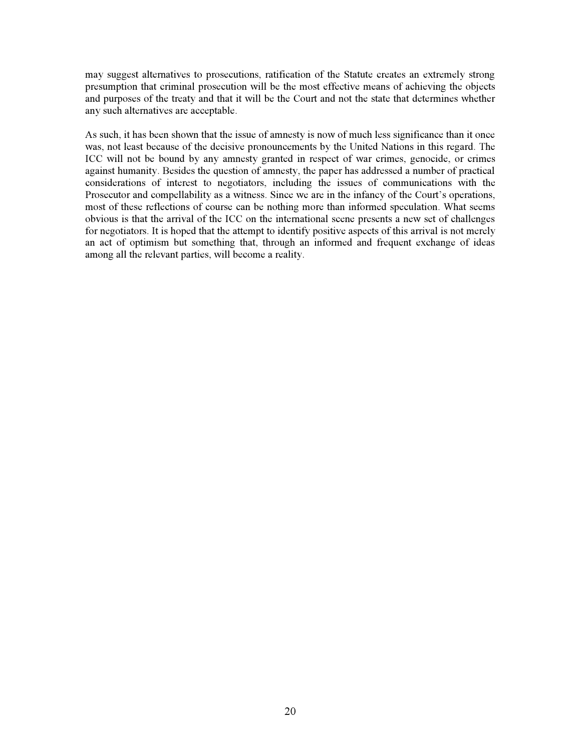may suggest alternatives to prosecutions, ratification of the Statute creates an extremely strong presumption that criminal prosecution will be the most effective means of achieving the objects and purposes of the treaty and that it will be the Court and not the state that determines whether any such alternatives are acceptable.

As such, it has been shown that the issue of amnesty is now of much less significance than it once was, not least because of the decisive pronouncements by the United Nations in this regard. The ICC will not be bound by any amnesty granted in respect of war crimes, genocide, or crimes against humanity. Besides the question of amnesty, the paper has addressed a number of practical considerations of interest to negotiators, including the issues of communications with the Prosecutor and compellability as a witness. Since we are in the infancy of the Court's operations, most of these reflections of course can be nothing more than informed speculation. What seems obvious is that the arrival of the ICC on the international scene presents a new set of challenges for negotiators. It is hoped that the attempt to identify positive aspects of this arrival is not merely an act of optimism but something that, through an informed and frequent exchange of ideas among all the relevant parties, will become a reality.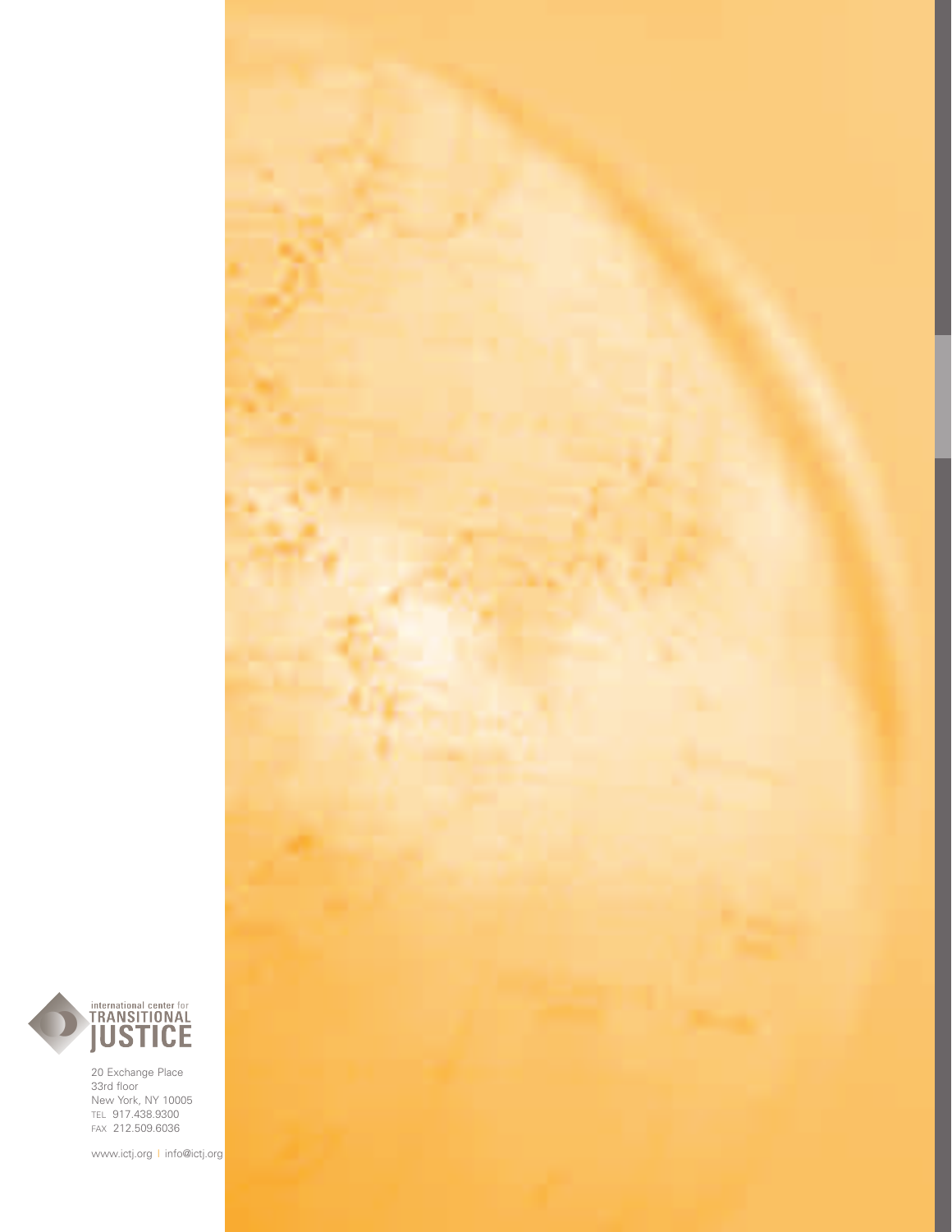international center for TRANSITIONAL JUSTICE

20 Exchange Place
33rd floor
New York, NY 10005
TEL 917.438.9300
FAX 212.509.6036

www.ictj.org | info@ictj.org